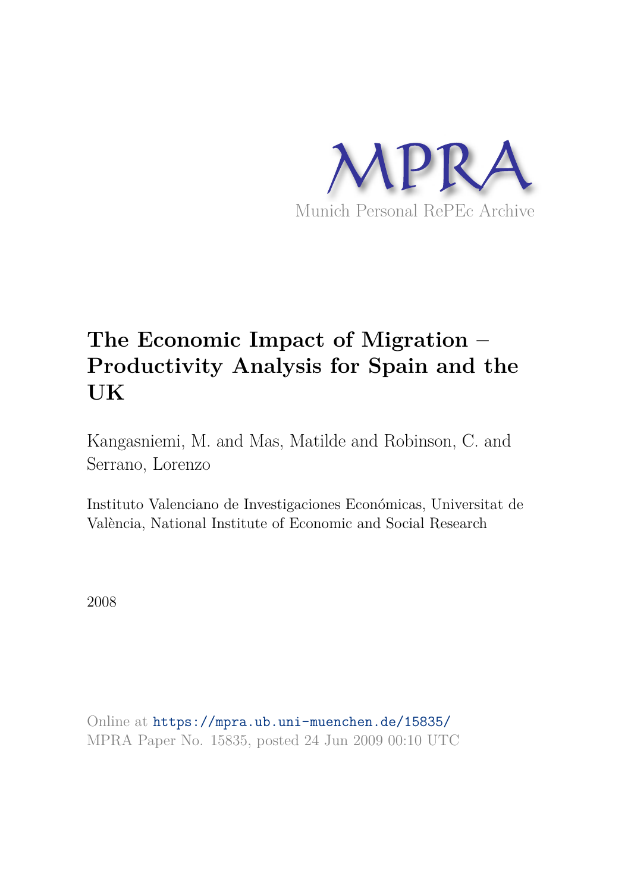MPRA

Munich Personal RePEc Archive

# The Economic Impact of Migration – Productivity Analysis for Spain and the UK

Kangasniemi, M. and Mas, Matilde and Robinson, C. and Serrano, Lorenzo

Instituto Valenciano de Investigaciones Económicas, Universitat de València, National Institute of Economic and Social Research

2008

Online at https://mpra.ub.uni-muenchen.de/15835/
MPRA Paper No. 15835, posted 24 Jun 2009 00:10 UTC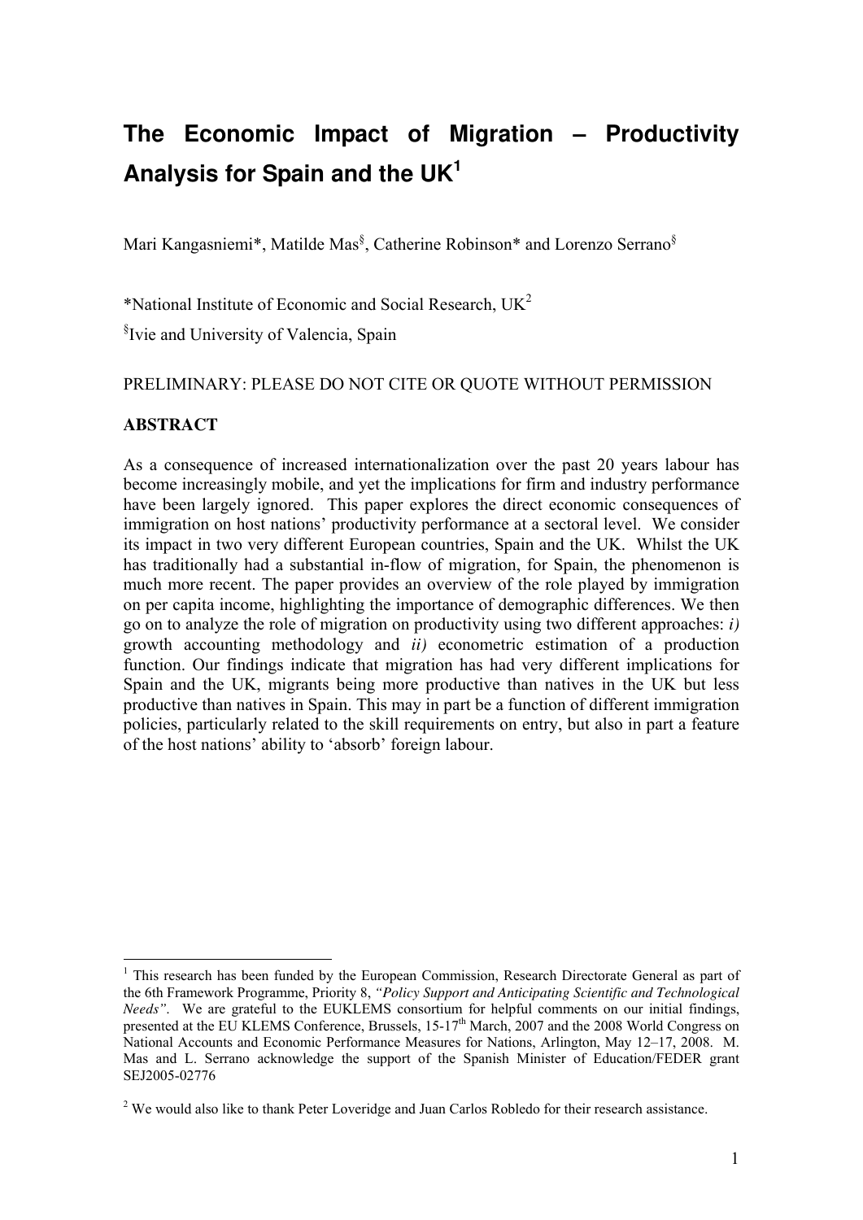# The Economic Impact of Migration – Productivity Analysis for Spain and the UK[1]

Mari Kangasniemi*, Matilde Mas[§], Catherine Robinson* and Lorenzo Serrano[§]

*National Institute of Economic and Social Research, UK[2]

[§]Ivie and University of Valencia, Spain

PRELIMINARY: PLEASE DO NOT CITE OR QUOTE WITHOUT PERMISSION

**ABSTRACT**

As a consequence of increased internationalization over the past 20 years labour has become increasingly mobile, and yet the implications for firm and industry performance have been largely ignored. This paper explores the direct economic consequences of immigration on host nations' productivity performance at a sectoral level. We consider its impact in two very different European countries, Spain and the UK. Whilst the UK has traditionally had a substantial in-flow of migration, for Spain, the phenomenon is much more recent. The paper provides an overview of the role played by immigration on per capita income, highlighting the importance of demographic differences. We then go on to analyze the role of migration on productivity using two different approaches: *i)* growth accounting methodology and *ii)* econometric estimation of a production function. Our findings indicate that migration has had very different implications for Spain and the UK, migrants being more productive than natives in the UK but less productive than natives in Spain. This may in part be a function of different immigration policies, particularly related to the skill requirements on entry, but also in part a feature of the host nations' ability to 'absorb' foreign labour.

---

[1] This research has been funded by the European Commission, Research Directorate General as part of the 6th Framework Programme, Priority 8, *"Policy Support and Anticipating Scientific and Technological Needs"*. We are grateful to the EUKLEMS consortium for helpful comments on our initial findings, presented at the EU KLEMS Conference, Brussels, 15-17th March, 2007 and the 2008 World Congress on National Accounts and Economic Performance Measures for Nations, Arlington, May 12–17, 2008. M. Mas and L. Serrano acknowledge the support of the Spanish Minister of Education/FEDER grant SEJ2005-02776

[2] We would also like to thank Peter Loveridge and Juan Carlos Robledo for their research assistance.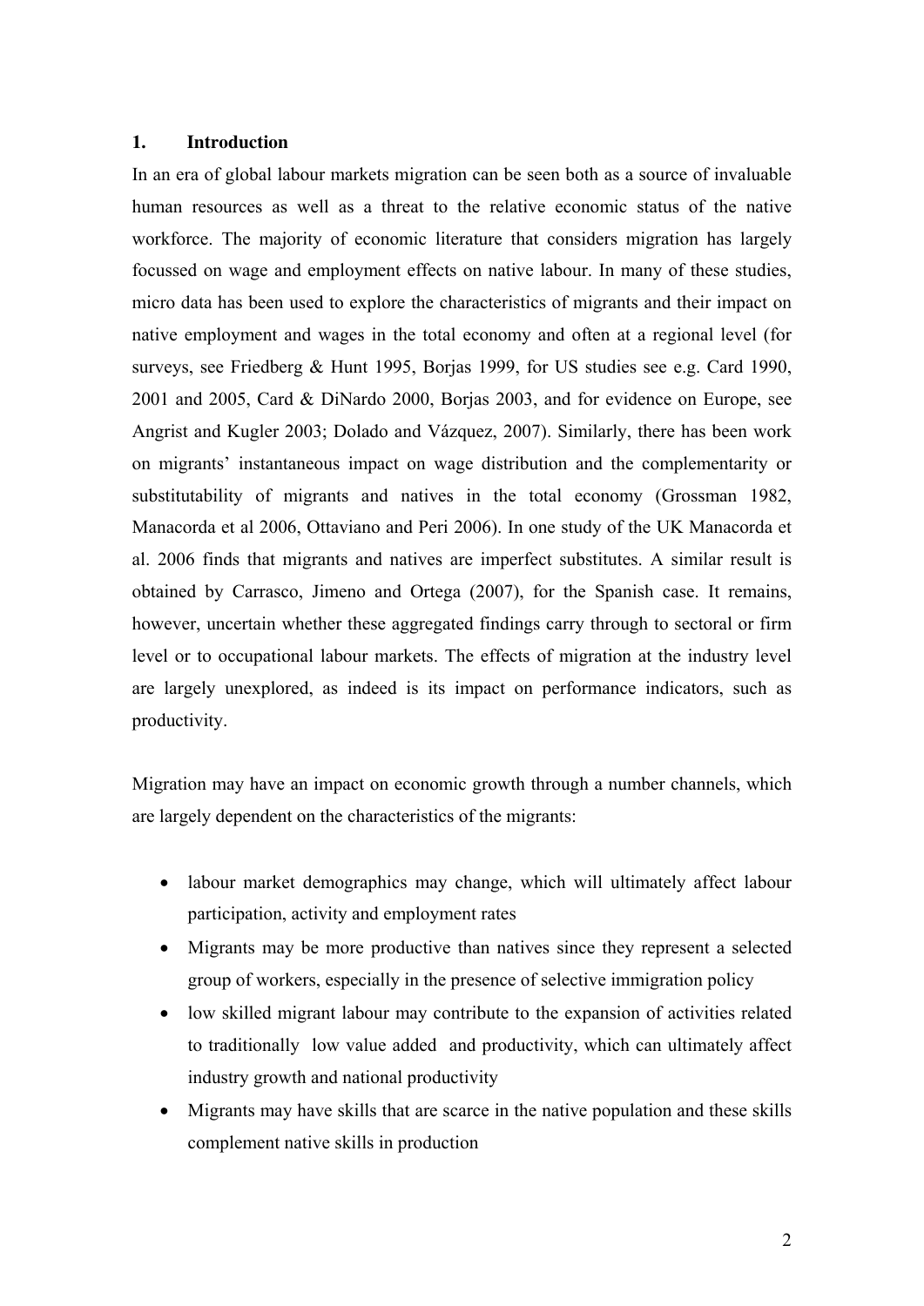## 1. Introduction

In an era of global labour markets migration can be seen both as a source of invaluable human resources as well as a threat to the relative economic status of the native workforce. The majority of economic literature that considers migration has largely focussed on wage and employment effects on native labour. In many of these studies, micro data has been used to explore the characteristics of migrants and their impact on native employment and wages in the total economy and often at a regional level (for surveys, see Friedberg & Hunt 1995, Borjas 1999, for US studies see e.g. Card 1990, 2001 and 2005, Card & DiNardo 2000, Borjas 2003, and for evidence on Europe, see Angrist and Kugler 2003; Dolado and Vázquez, 2007). Similarly, there has been work on migrants' instantaneous impact on wage distribution and the complementarity or substitutability of migrants and natives in the total economy (Grossman 1982, Manacorda et al 2006, Ottaviano and Peri 2006). In one study of the UK Manacorda et al. 2006 finds that migrants and natives are imperfect substitutes. A similar result is obtained by Carrasco, Jimeno and Ortega (2007), for the Spanish case. It remains, however, uncertain whether these aggregated findings carry through to sectoral or firm level or to occupational labour markets. The effects of migration at the industry level are largely unexplored, as indeed is its impact on performance indicators, such as productivity.

Migration may have an impact on economic growth through a number channels, which are largely dependent on the characteristics of the migrants:

- labour market demographics may change, which will ultimately affect labour participation, activity and employment rates
- Migrants may be more productive than natives since they represent a selected group of workers, especially in the presence of selective immigration policy
- low skilled migrant labour may contribute to the expansion of activities related to traditionally low value added and productivity, which can ultimately affect industry growth and national productivity
- Migrants may have skills that are scarce in the native population and these skills complement native skills in production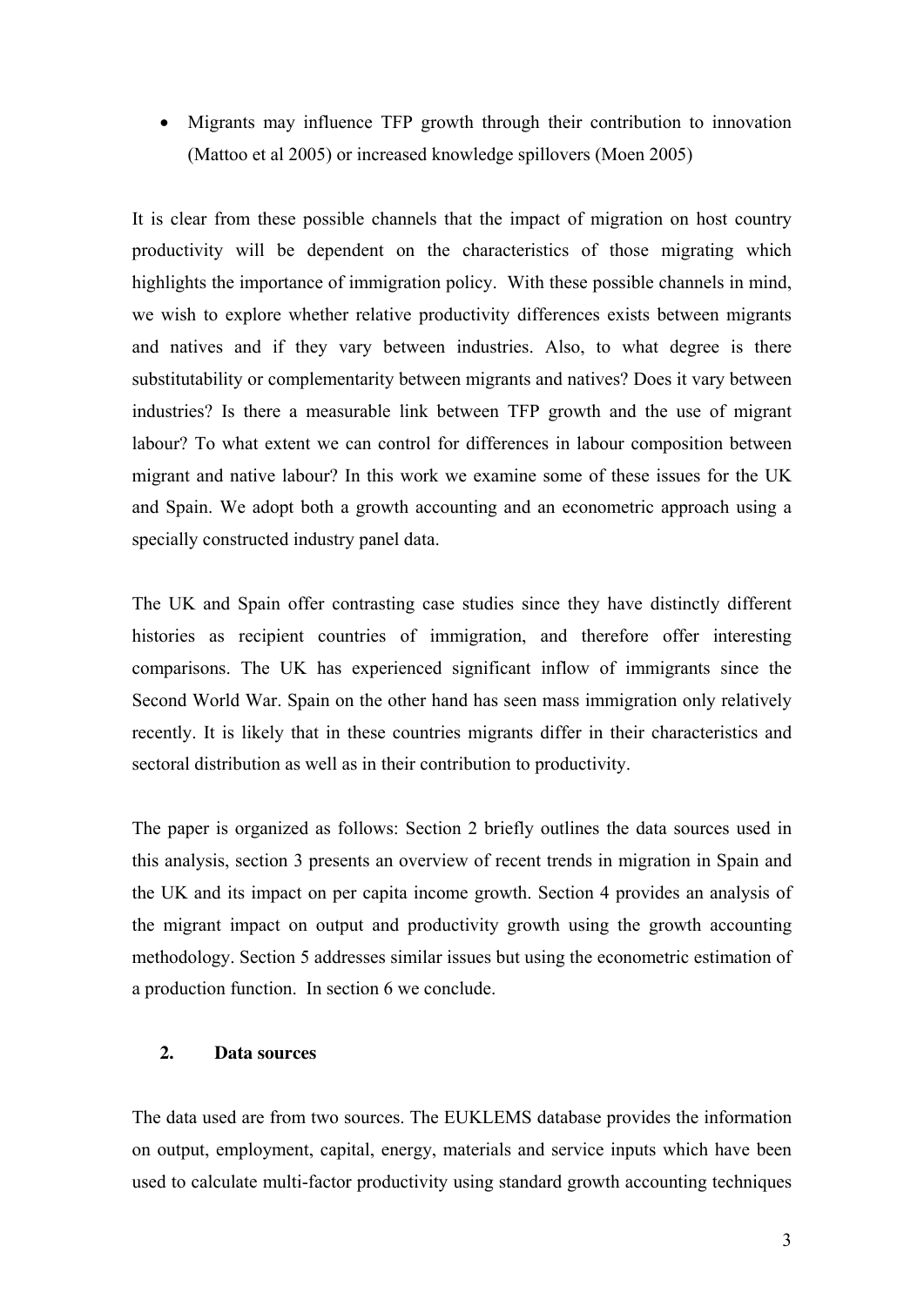- Migrants may influence TFP growth through their contribution to innovation (Mattoo et al 2005) or increased knowledge spillovers (Moen 2005)

It is clear from these possible channels that the impact of migration on host country productivity will be dependent on the characteristics of those migrating which highlights the importance of immigration policy. With these possible channels in mind, we wish to explore whether relative productivity differences exists between migrants and natives and if they vary between industries. Also, to what degree is there substitutability or complementarity between migrants and natives? Does it vary between industries? Is there a measurable link between TFP growth and the use of migrant labour? To what extent we can control for differences in labour composition between migrant and native labour? In this work we examine some of these issues for the UK and Spain. We adopt both a growth accounting and an econometric approach using a specially constructed industry panel data.

The UK and Spain offer contrasting case studies since they have distinctly different histories as recipient countries of immigration, and therefore offer interesting comparisons. The UK has experienced significant inflow of immigrants since the Second World War. Spain on the other hand has seen mass immigration only relatively recently. It is likely that in these countries migrants differ in their characteristics and sectoral distribution as well as in their contribution to productivity.

The paper is organized as follows: Section 2 briefly outlines the data sources used in this analysis, section 3 presents an overview of recent trends in migration in Spain and the UK and its impact on per capita income growth. Section 4 provides an analysis of the migrant impact on output and productivity growth using the growth accounting methodology. Section 5 addresses similar issues but using the econometric estimation of a production function. In section 6 we conclude.

## 2. Data sources

The data used are from two sources. The EUKLEMS database provides the information on output, employment, capital, energy, materials and service inputs which have been used to calculate multi-factor productivity using standard growth accounting techniques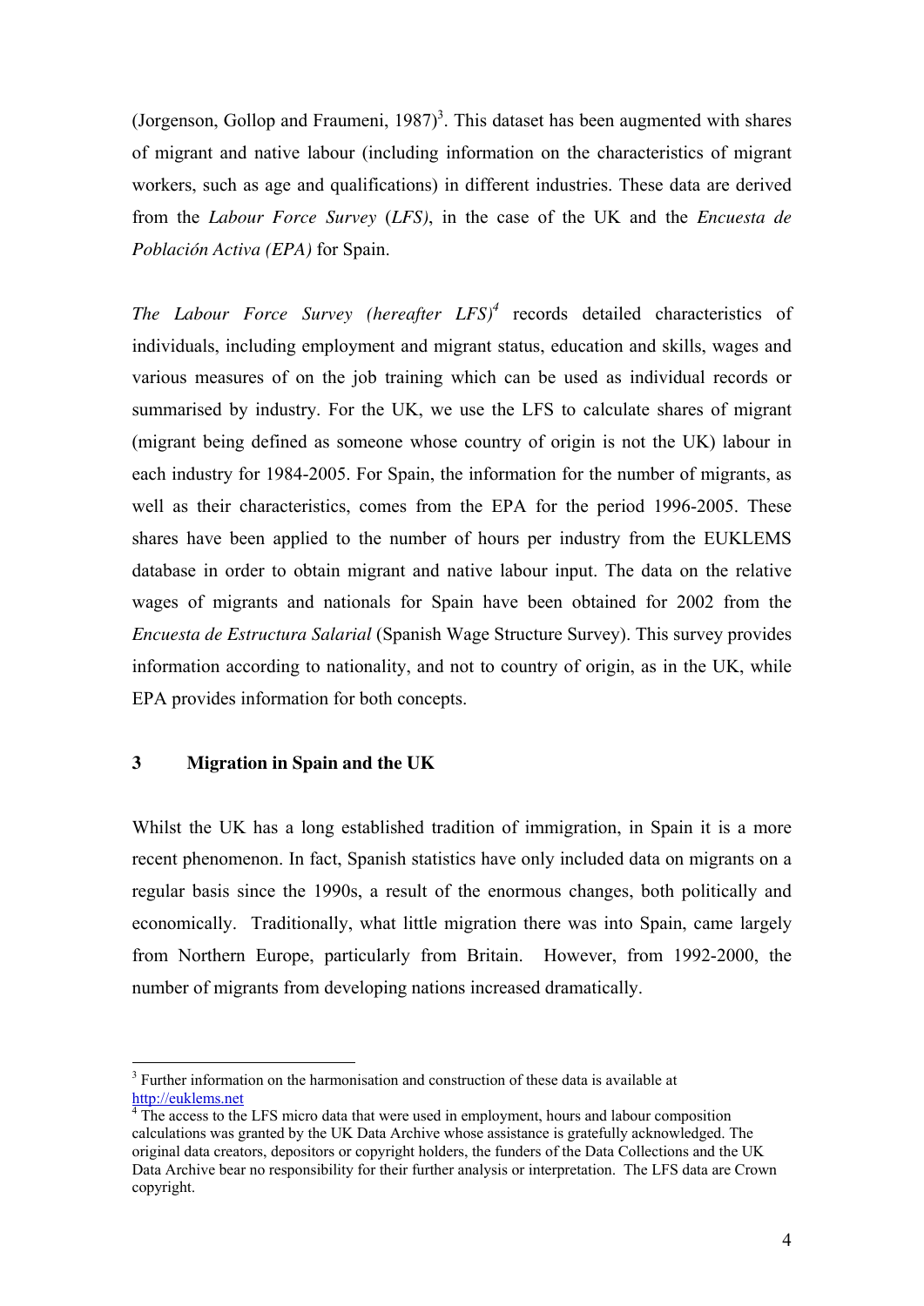(Jorgenson, Gollop and Fraumeni, 1987)[3]. This dataset has been augmented with shares of migrant and native labour (including information on the characteristics of migrant workers, such as age and qualifications) in different industries. These data are derived from the *Labour Force Survey* (*LFS)*, in the case of the UK and the *Encuesta de Población Activa (EPA)* for Spain.

*The Labour Force Survey (hereafter LFS)*[4] records detailed characteristics of individuals, including employment and migrant status, education and skills, wages and various measures of on the job training which can be used as individual records or summarised by industry. For the UK, we use the LFS to calculate shares of migrant (migrant being defined as someone whose country of origin is not the UK) labour in each industry for 1984-2005. For Spain, the information for the number of migrants, as well as their characteristics, comes from the EPA for the period 1996-2005. These shares have been applied to the number of hours per industry from the EUKLEMS database in order to obtain migrant and native labour input. The data on the relative wages of migrants and nationals for Spain have been obtained for 2002 from the *Encuesta de Estructura Salarial* (Spanish Wage Structure Survey). This survey provides information according to nationality, and not to country of origin, as in the UK, while EPA provides information for both concepts.

## 3 Migration in Spain and the UK

Whilst the UK has a long established tradition of immigration, in Spain it is a more recent phenomenon. In fact, Spanish statistics have only included data on migrants on a regular basis since the 1990s, a result of the enormous changes, both politically and economically. Traditionally, what little migration there was into Spain, came largely from Northern Europe, particularly from Britain. However, from 1992-2000, the number of migrants from developing nations increased dramatically.

---

[3] Further information on the harmonisation and construction of these data is available at http://euklems.net

[4] The access to the LFS micro data that were used in employment, hours and labour composition calculations was granted by the UK Data Archive whose assistance is gratefully acknowledged. The original data creators, depositors or copyright holders, the funders of the Data Collections and the UK Data Archive bear no responsibility for their further analysis or interpretation. The LFS data are Crown copyright.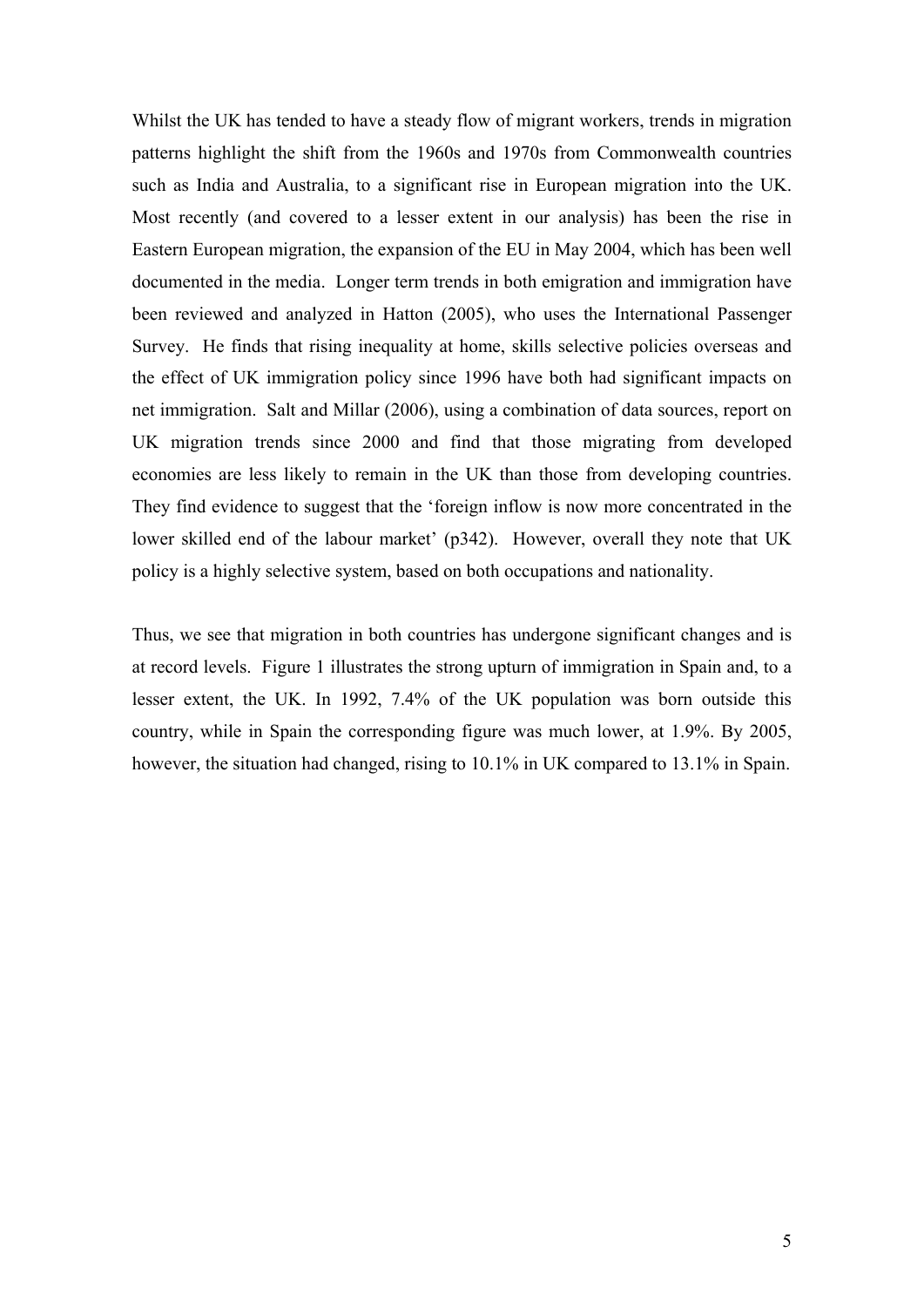Whilst the UK has tended to have a steady flow of migrant workers, trends in migration patterns highlight the shift from the 1960s and 1970s from Commonwealth countries such as India and Australia, to a significant rise in European migration into the UK. Most recently (and covered to a lesser extent in our analysis) has been the rise in Eastern European migration, the expansion of the EU in May 2004, which has been well documented in the media. Longer term trends in both emigration and immigration have been reviewed and analyzed in Hatton (2005), who uses the International Passenger Survey. He finds that rising inequality at home, skills selective policies overseas and the effect of UK immigration policy since 1996 have both had significant impacts on net immigration. Salt and Millar (2006), using a combination of data sources, report on UK migration trends since 2000 and find that those migrating from developed economies are less likely to remain in the UK than those from developing countries. They find evidence to suggest that the 'foreign inflow is now more concentrated in the lower skilled end of the labour market' (p342). However, overall they note that UK policy is a highly selective system, based on both occupations and nationality.

Thus, we see that migration in both countries has undergone significant changes and is at record levels. Figure 1 illustrates the strong upturn of immigration in Spain and, to a lesser extent, the UK. In 1992, 7.4% of the UK population was born outside this country, while in Spain the corresponding figure was much lower, at 1.9%. By 2005, however, the situation had changed, rising to 10.1% in UK compared to 13.1% in Spain.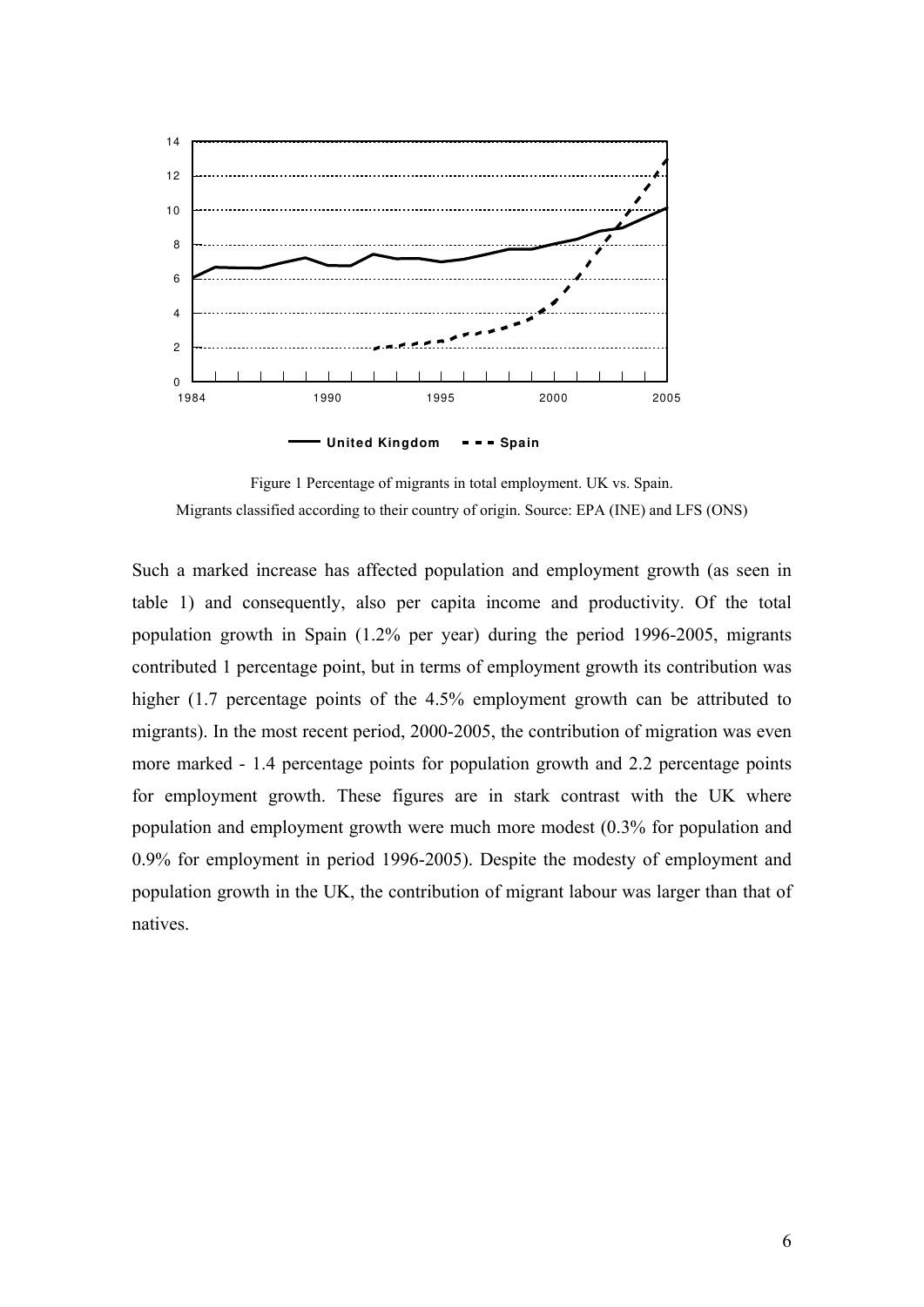Figure 1 Percentage of migrants in total employment. UK vs. Spain.
Migrants classified according to their country of origin. Source: EPA (INE) and LFS (ONS)

Such a marked increase has affected population and employment growth (as seen in table 1) and consequently, also per capita income and productivity. Of the total population growth in Spain (1.2% per year) during the period 1996-2005, migrants contributed 1 percentage point, but in terms of employment growth its contribution was higher (1.7 percentage points of the 4.5% employment growth can be attributed to migrants). In the most recent period, 2000-2005, the contribution of migration was even more marked - 1.4 percentage points for population growth and 2.2 percentage points for employment growth. These figures are in stark contrast with the UK where population and employment growth were much more modest (0.3% for population and 0.9% for employment in period 1996-2005). Despite the modesty of employment and population growth in the UK, the contribution of migrant labour was larger than that of natives.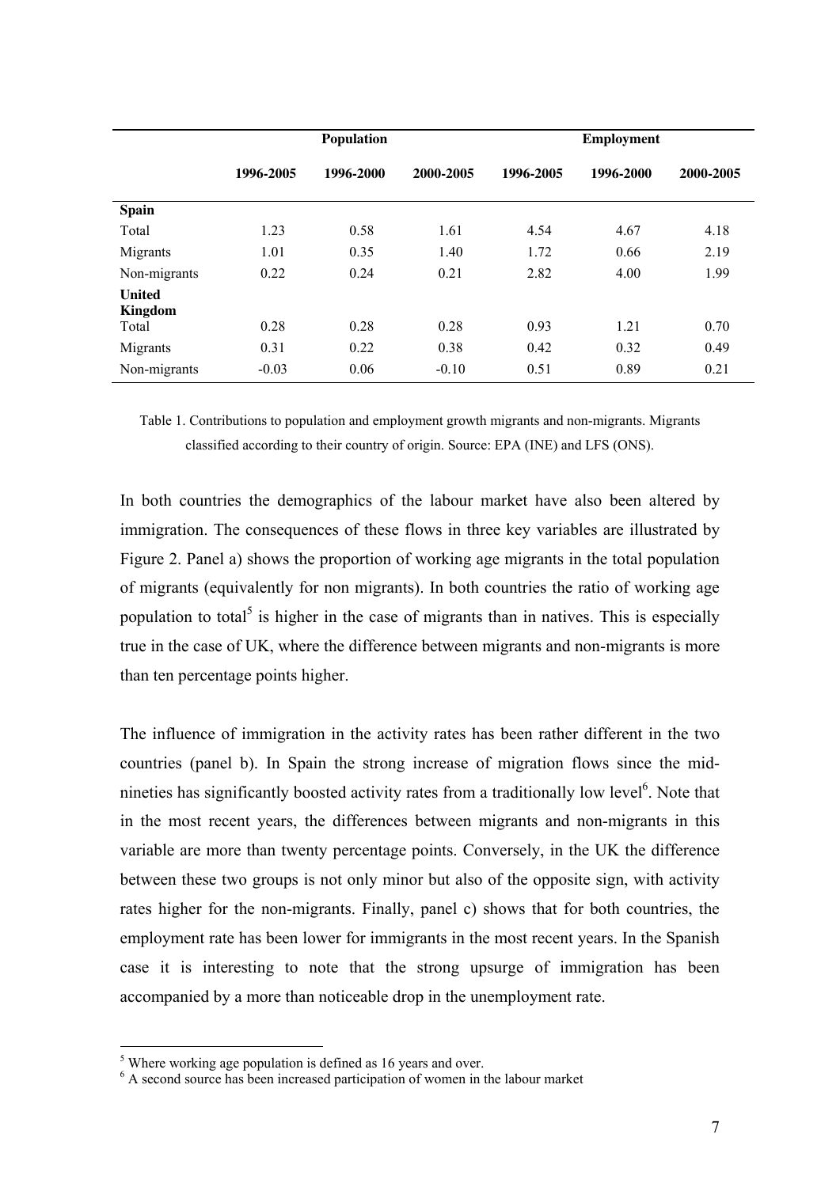| | Population | | | Employment | | |
|---|---|---|---|---|---|---|
| | 1996-2005 | 1996-2000 | 2000-2005 | 1996-2005 | 1996-2000 | 2000-2005 |
| **Spain** | | | | | | |
| Total | 1.23 | 0.58 | 1.61 | 4.54 | 4.67 | 4.18 |
| Migrants | 1.01 | 0.35 | 1.40 | 1.72 | 0.66 | 2.19 |
| Non-migrants | 0.22 | 0.24 | 0.21 | 2.82 | 4.00 | 1.99 |
| **United Kingdom** | | | | | | |
| Total | 0.28 | 0.28 | 0.28 | 0.93 | 1.21 | 0.70 |
| Migrants | 0.31 | 0.22 | 0.38 | 0.42 | 0.32 | 0.49 |
| Non-migrants | -0.03 | 0.06 | -0.10 | 0.51 | 0.89 | 0.21 |

Table 1. Contributions to population and employment growth migrants and non-migrants. Migrants classified according to their country of origin. Source: EPA (INE) and LFS (ONS).

In both countries the demographics of the labour market have also been altered by immigration. The consequences of these flows in three key variables are illustrated by Figure 2. Panel a) shows the proportion of working age migrants in the total population of migrants (equivalently for non migrants). In both countries the ratio of working age population to total[5] is higher in the case of migrants than in natives. This is especially true in the case of UK, where the difference between migrants and non-migrants is more than ten percentage points higher.

The influence of immigration in the activity rates has been rather different in the two countries (panel b). In Spain the strong increase of migration flows since the mid-nineties has significantly boosted activity rates from a traditionally low level[6]. Note that in the most recent years, the differences between migrants and non-migrants in this variable are more than twenty percentage points. Conversely, in the UK the difference between these two groups is not only minor but also of the opposite sign, with activity rates higher for the non-migrants. Finally, panel c) shows that for both countries, the employment rate has been lower for immigrants in the most recent years. In the Spanish case it is interesting to note that the strong upsurge of immigration has been accompanied by a more than noticeable drop in the unemployment rate.

[5] Where working age population is defined as 16 years and over.

[6] A second source has been increased participation of women in the labour market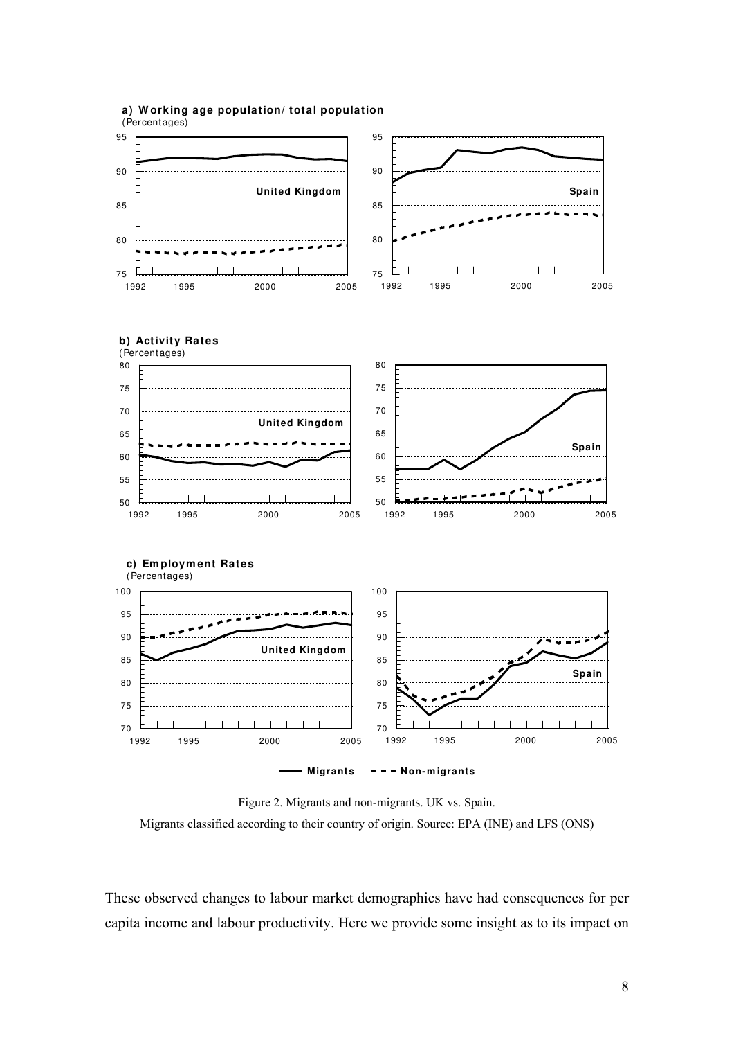Figure 2. Migrants and non-migrants. UK vs. Spain.

Migrants classified according to their country of origin. Source: EPA (INE) and LFS (ONS)

These observed changes to labour market demographics have had consequences for per capita income and labour productivity. Here we provide some insight as to its impact on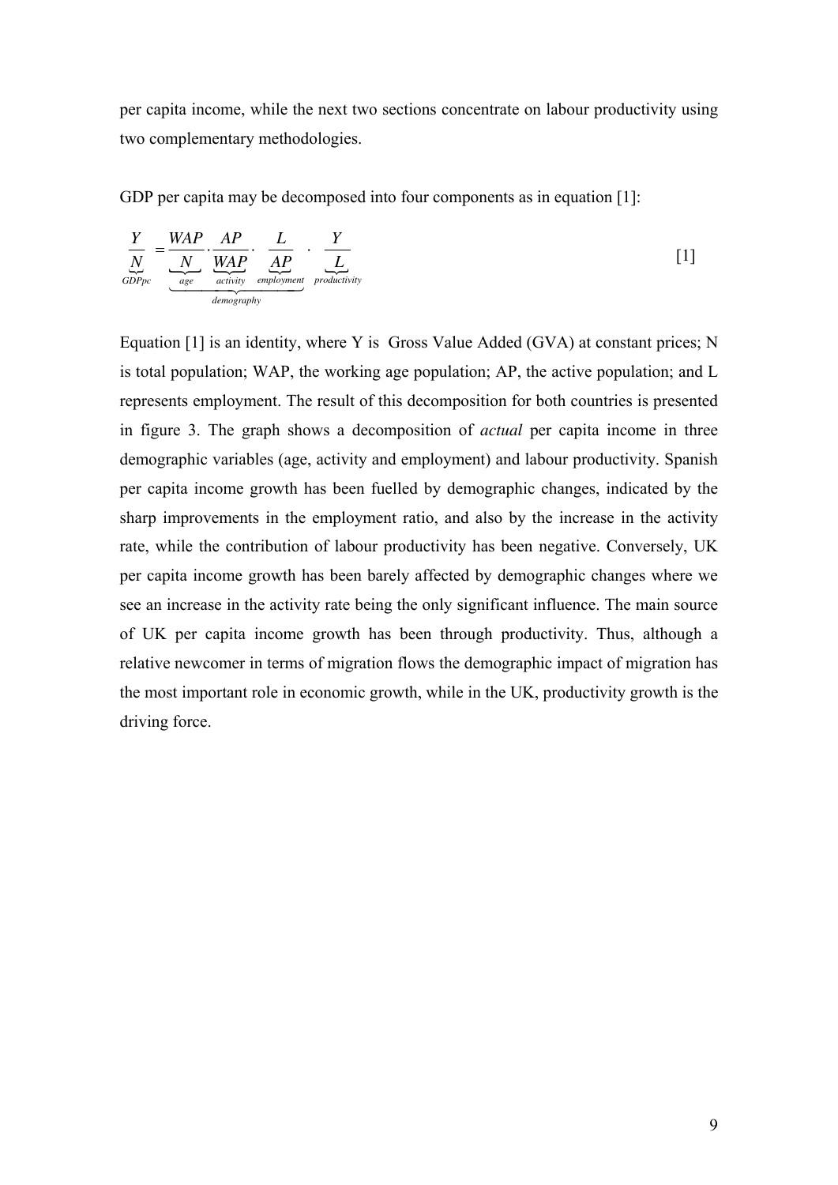per capita income, while the next two sections concentrate on labour productivity using two complementary methodologies.

GDP per capita may be decomposed into four components as in equation [1]:

$$\underbrace{\frac{Y}{N}}_{GDPpc} = \underbrace{\underbrace{\frac{WAP}{N}}_{age} \cdot \underbrace{\frac{AP}{WAP}}_{activity} \cdot \underbrace{\frac{L}{AP}}_{employment}}_{demography} \cdot \underbrace{\frac{Y}{L}}_{productivity} \qquad [1]$$

Equation [1] is an identity, where Y is Gross Value Added (GVA) at constant prices; N is total population; WAP, the working age population; AP, the active population; and L represents employment. The result of this decomposition for both countries is presented in figure 3. The graph shows a decomposition of *actual* per capita income in three demographic variables (age, activity and employment) and labour productivity. Spanish per capita income growth has been fuelled by demographic changes, indicated by the sharp improvements in the employment ratio, and also by the increase in the activity rate, while the contribution of labour productivity has been negative. Conversely, UK per capita income growth has been barely affected by demographic changes where we see an increase in the activity rate being the only significant influence. The main source of UK per capita income growth has been through productivity. Thus, although a relative newcomer in terms of migration flows the demographic impact of migration has the most important role in economic growth, while in the UK, productivity growth is the driving force.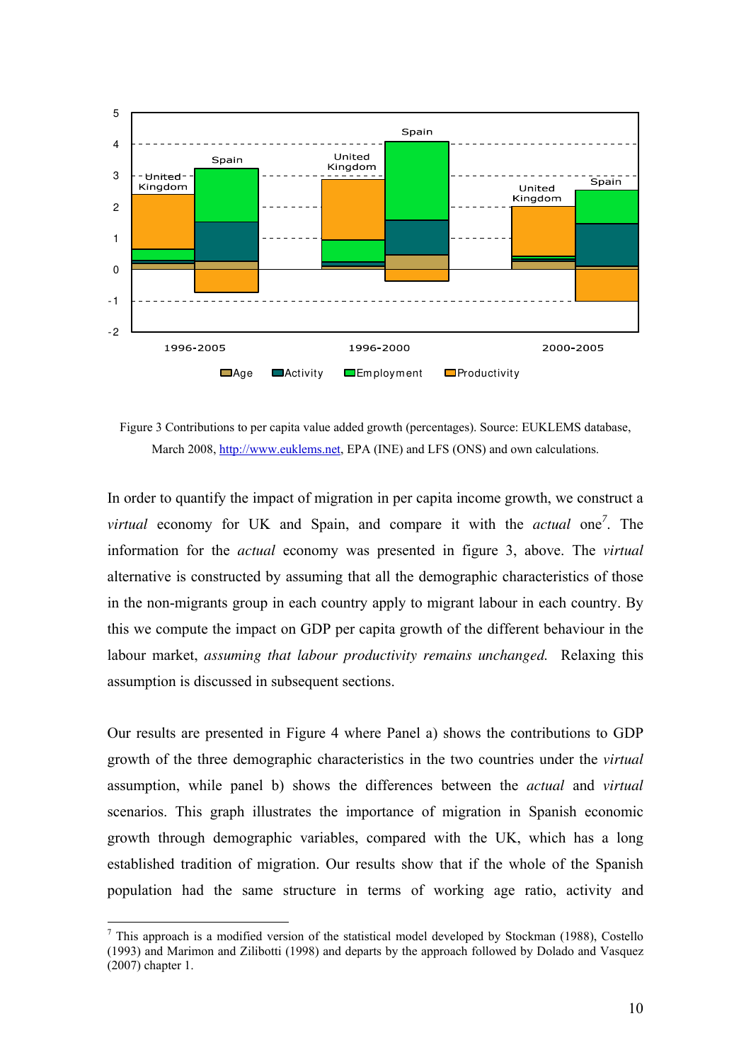Figure 3 Contributions to per capita value added growth (percentages). Source: EUKLEMS database, March 2008, http://www.euklems.net, EPA (INE) and LFS (ONS) and own calculations.

In order to quantify the impact of migration in per capita income growth, we construct a *virtual* economy for UK and Spain, and compare it with the *actual* one[7]. The information for the *actual* economy was presented in figure 3, above. The *virtual* alternative is constructed by assuming that all the demographic characteristics of those in the non-migrants group in each country apply to migrant labour in each country. By this we compute the impact on GDP per capita growth of the different behaviour in the labour market, *assuming that labour productivity remains unchanged.* Relaxing this assumption is discussed in subsequent sections.

Our results are presented in Figure 4 where Panel a) shows the contributions to GDP growth of the three demographic characteristics in the two countries under the *virtual* assumption, while panel b) shows the differences between the *actual* and *virtual* scenarios. This graph illustrates the importance of migration in Spanish economic growth through demographic variables, compared with the UK, which has a long established tradition of migration. Our results show that if the whole of the Spanish population had the same structure in terms of working age ratio, activity and

[7] This approach is a modified version of the statistical model developed by Stockman (1988), Costello (1993) and Marimon and Zilibotti (1998) and departs by the approach followed by Dolado and Vasquez (2007) chapter 1.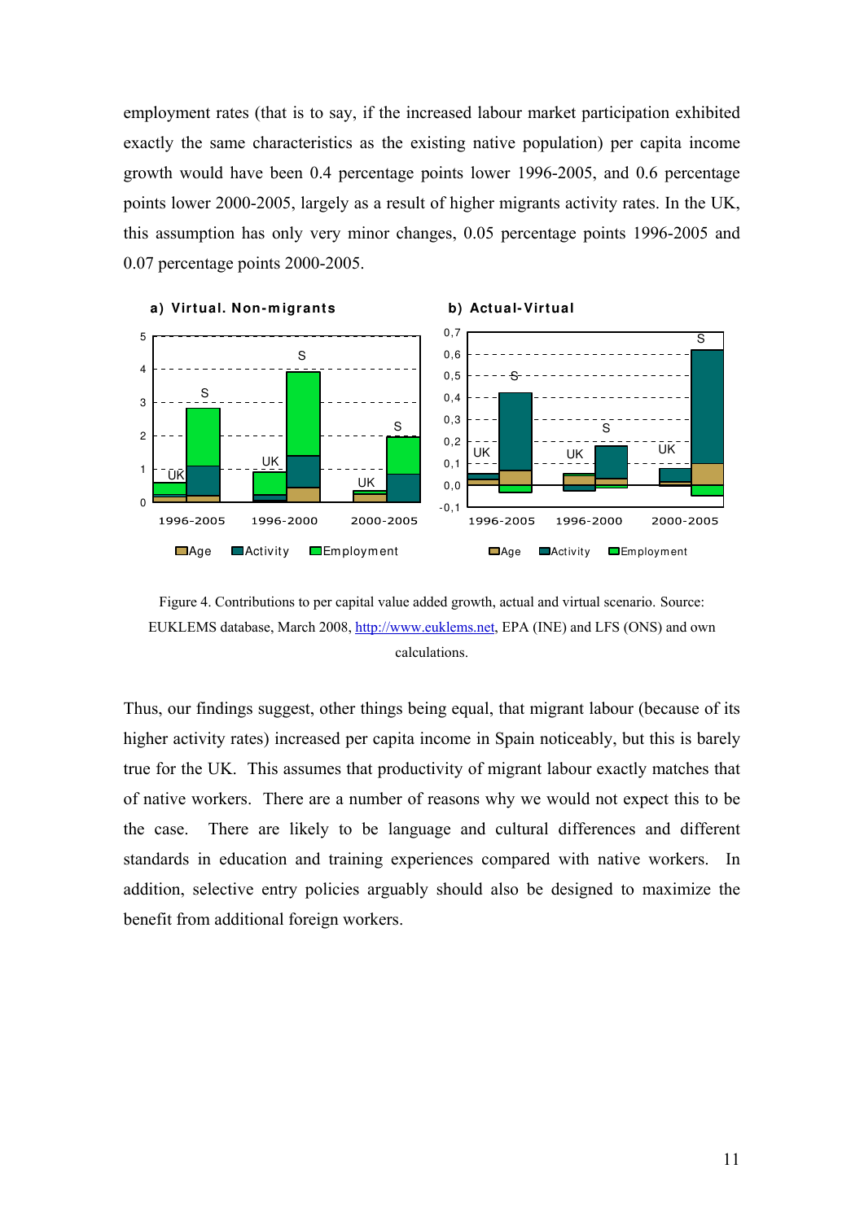employment rates (that is to say, if the increased labour market participation exhibited exactly the same characteristics as the existing native population) per capita income growth would have been 0.4 percentage points lower 1996-2005, and 0.6 percentage points lower 2000-2005, largely as a result of higher migrants activity rates. In the UK, this assumption has only very minor changes, 0.05 percentage points 1996-2005 and 0.07 percentage points 2000-2005.

Figure 4. Contributions to per capital value added growth, actual and virtual scenario. Source: EUKLEMS database, March 2008, http://www.euklems.net, EPA (INE) and LFS (ONS) and own calculations.

Thus, our findings suggest, other things being equal, that migrant labour (because of its higher activity rates) increased per capita income in Spain noticeably, but this is barely true for the UK. This assumes that productivity of migrant labour exactly matches that of native workers. There are a number of reasons why we would not expect this to be the case. There are likely to be language and cultural differences and different standards in education and training experiences compared with native workers. In addition, selective entry policies arguably should also be designed to maximize the benefit from additional foreign workers.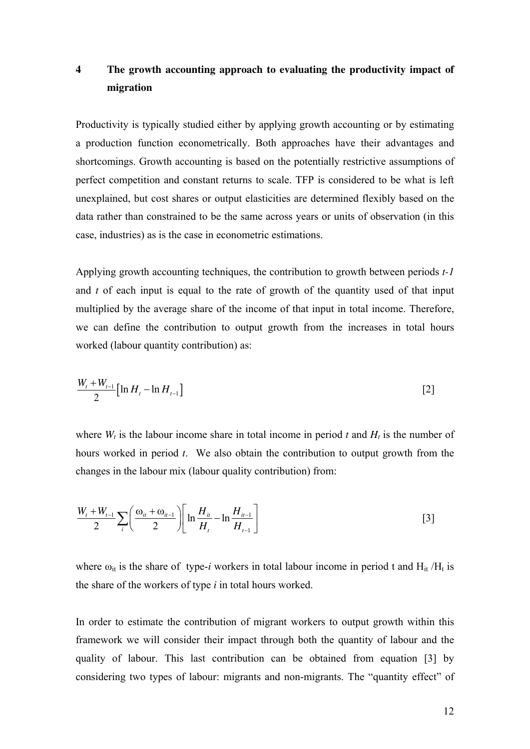## 4 The growth accounting approach to evaluating the productivity impact of migration

Productivity is typically studied either by applying growth accounting or by estimating a production function econometrically. Both approaches have their advantages and shortcomings. Growth accounting is based on the potentially restrictive assumptions of perfect competition and constant returns to scale. TFP is considered to be what is left unexplained, but cost shares or output elasticities are determined flexibly based on the data rather than constrained to be the same across years or units of observation (in this case, industries) as is the case in econometric estimations.

Applying growth accounting techniques, the contribution to growth between periods *t-1* and *t* of each input is equal to the rate of growth of the quantity used of that input multiplied by the average share of the income of that input in total income. Therefore, we can define the contribution to output growth from the increases in total hours worked (labour quantity contribution) as:

$$\frac{W_t + W_{t-1}}{2}\left[\ln H_t - \ln H_{t-1}\right] \qquad [2]$$

where $W_t$ is the labour income share in total income in period *t* and $H_t$ is the number of hours worked in period *t*. We also obtain the contribution to output growth from the changes in the labour mix (labour quality contribution) from:

$$\frac{W_t + W_{t-1}}{2}\sum_i \left(\frac{\omega_{it} + \omega_{it-1}}{2}\right)\left[\ln \frac{H_{it}}{H_t} - \ln \frac{H_{it-1}}{H_{t-1}}\right] \qquad [3]$$

where $\omega_{it}$ is the share of type-*i* workers in total labour income in period t and $H_{it} / H_t$ is the share of the workers of type *i* in total hours worked.

In order to estimate the contribution of migrant workers to output growth within this framework we will consider their impact through both the quantity of labour and the quality of labour. This last contribution can be obtained from equation [3] by considering two types of labour: migrants and non-migrants. The "quantity effect" of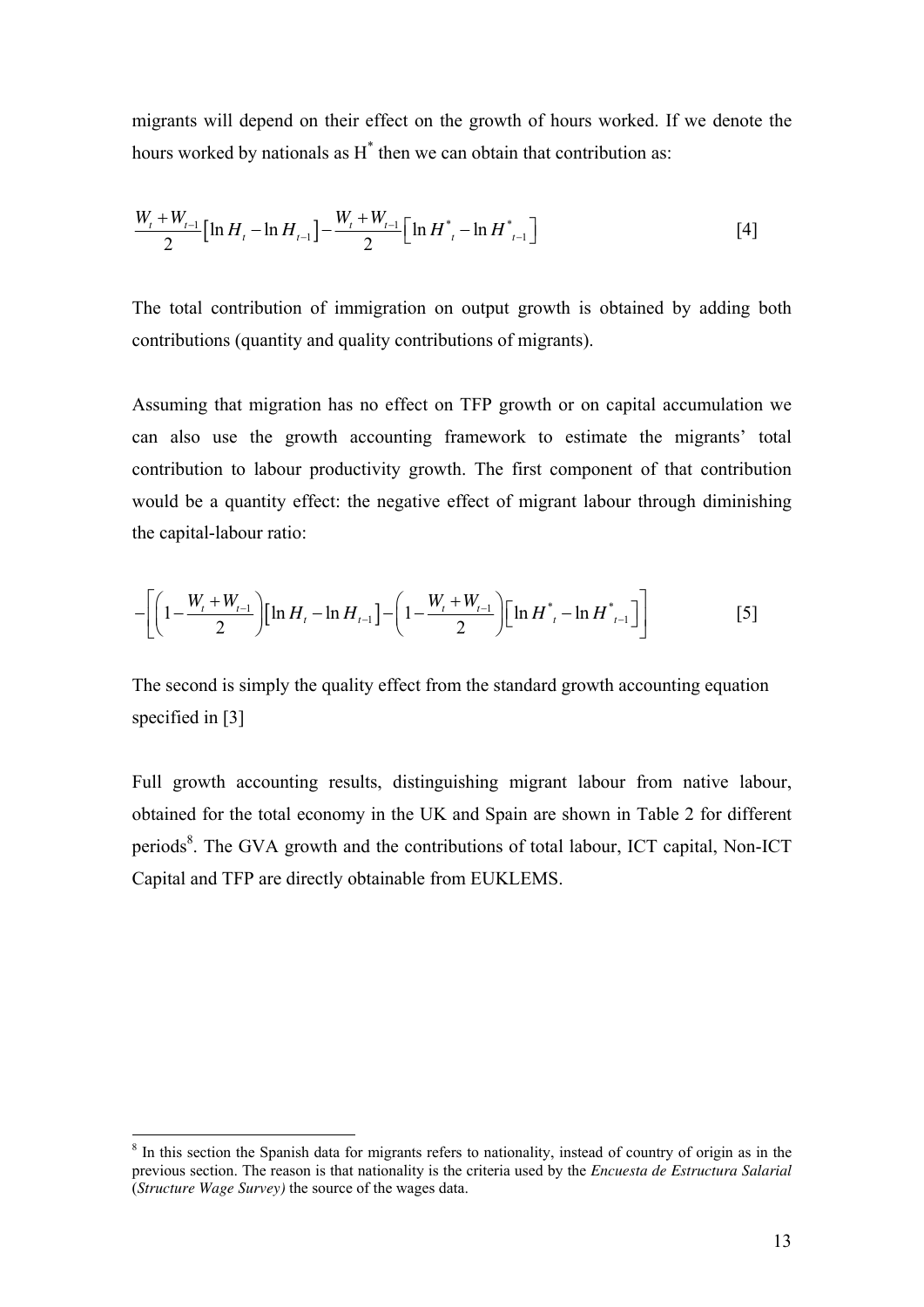migrants will depend on their effect on the growth of hours worked. If we denote the hours worked by nationals as $H^*$ then we can obtain that contribution as:

$$\frac{W_t + W_{t-1}}{2}\left[\ln H_t - \ln H_{t-1}\right] - \frac{W_t + W_{t-1}}{2}\left[\ln H^*_t - \ln H^*_{t-1}\right] \qquad [4]$$

The total contribution of immigration on output growth is obtained by adding both contributions (quantity and quality contributions of migrants).

Assuming that migration has no effect on TFP growth or on capital accumulation we can also use the growth accounting framework to estimate the migrants' total contribution to labour productivity growth. The first component of that contribution would be a quantity effect: the negative effect of migrant labour through diminishing the capital-labour ratio:

$$-\left[\left(1 - \frac{W_t + W_{t-1}}{2}\right)\left[\ln H_t - \ln H_{t-1}\right] - \left(1 - \frac{W_t + W_{t-1}}{2}\right)\left[\ln H^*_t - \ln H^*_{t-1}\right]\right] \qquad [5]$$

The second is simply the quality effect from the standard growth accounting equation specified in [3]

Full growth accounting results, distinguishing migrant labour from native labour, obtained for the total economy in the UK and Spain are shown in Table 2 for different periods[8]. The GVA growth and the contributions of total labour, ICT capital, Non-ICT Capital and TFP are directly obtainable from EUKLEMS.

---

[8] In this section the Spanish data for migrants refers to nationality, instead of country of origin as in the previous section. The reason is that nationality is the criteria used by the *Encuesta de Estructura Salarial* (*Structure Wage Survey)* the source of the wages data.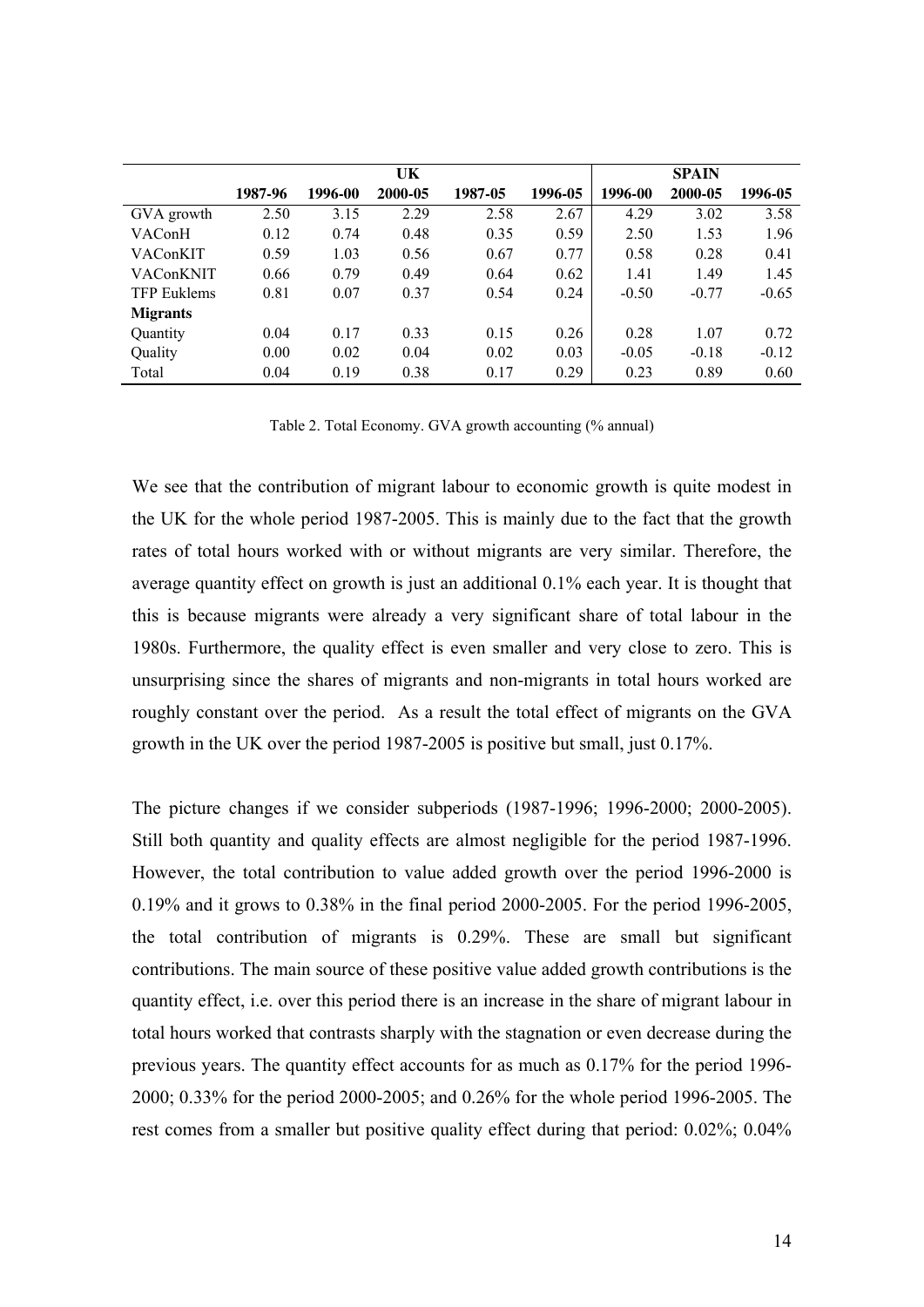| | UK | | | | | SPAIN | | |
|---|---|---|---|---|---|---|---|---|
| | **1987-96** | **1996-00** | **2000-05** | **1987-05** | **1996-05** | **1996-00** | **2000-05** | **1996-05** |
| GVA growth | 2.50 | 3.15 | 2.29 | 2.58 | 2.67 | 4.29 | 3.02 | 3.58 |
| VAConH | 0.12 | 0.74 | 0.48 | 0.35 | 0.59 | 2.50 | 1.53 | 1.96 |
| VAConKIT | 0.59 | 1.03 | 0.56 | 0.67 | 0.77 | 0.58 | 0.28 | 0.41 |
| VAConKNIT | 0.66 | 0.79 | 0.49 | 0.64 | 0.62 | 1.41 | 1.49 | 1.45 |
| TFP Euklems | 0.81 | 0.07 | 0.37 | 0.54 | 0.24 | -0.50 | -0.77 | -0.65 |
| **Migrants** | | | | | | | | |
| Quantity | 0.04 | 0.17 | 0.33 | 0.15 | 0.26 | 0.28 | 1.07 | 0.72 |
| Quality | 0.00 | 0.02 | 0.04 | 0.02 | 0.03 | -0.05 | -0.18 | -0.12 |
| Total | 0.04 | 0.19 | 0.38 | 0.17 | 0.29 | 0.23 | 0.89 | 0.60 |

Table 2. Total Economy. GVA growth accounting (% annual)

We see that the contribution of migrant labour to economic growth is quite modest in the UK for the whole period 1987-2005. This is mainly due to the fact that the growth rates of total hours worked with or without migrants are very similar. Therefore, the average quantity effect on growth is just an additional 0.1% each year. It is thought that this is because migrants were already a very significant share of total labour in the 1980s. Furthermore, the quality effect is even smaller and very close to zero. This is unsurprising since the shares of migrants and non-migrants in total hours worked are roughly constant over the period. As a result the total effect of migrants on the GVA growth in the UK over the period 1987-2005 is positive but small, just 0.17%.

The picture changes if we consider subperiods (1987-1996; 1996-2000; 2000-2005). Still both quantity and quality effects are almost negligible for the period 1987-1996. However, the total contribution to value added growth over the period 1996-2000 is 0.19% and it grows to 0.38% in the final period 2000-2005. For the period 1996-2005, the total contribution of migrants is 0.29%. These are small but significant contributions. The main source of these positive value added growth contributions is the quantity effect, i.e. over this period there is an increase in the share of migrant labour in total hours worked that contrasts sharply with the stagnation or even decrease during the previous years. The quantity effect accounts for as much as 0.17% for the period 1996-2000; 0.33% for the period 2000-2005; and 0.26% for the whole period 1996-2005. The rest comes from a smaller but positive quality effect during that period: 0.02%; 0.04%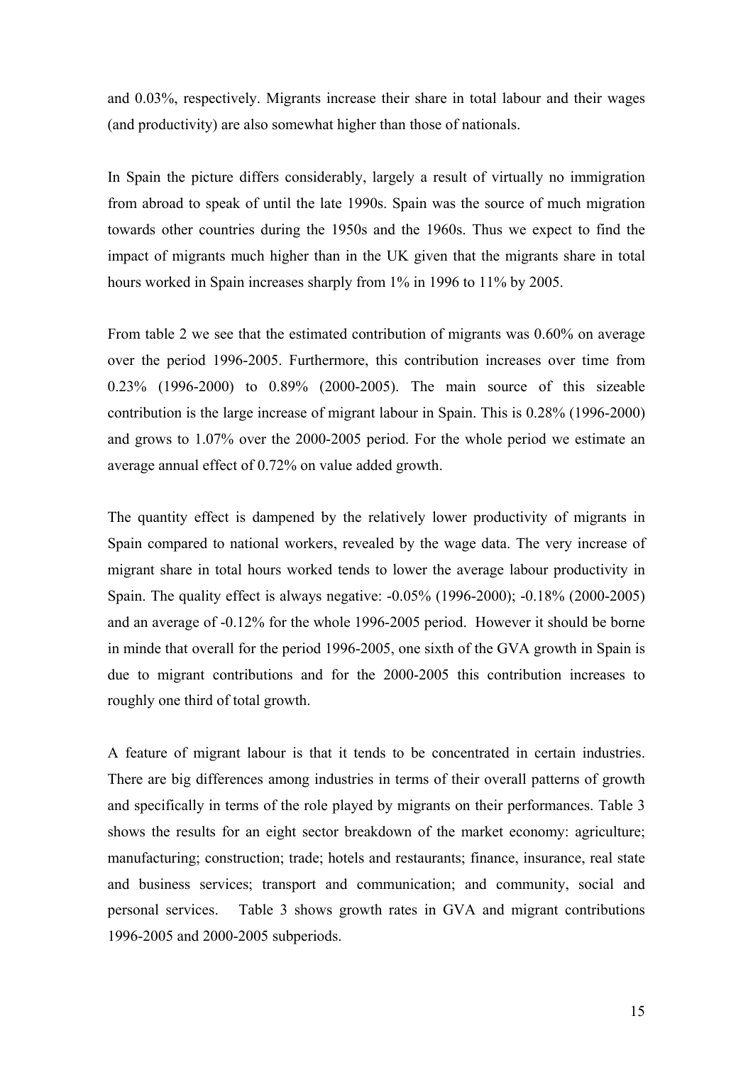and 0.03%, respectively. Migrants increase their share in total labour and their wages (and productivity) are also somewhat higher than those of nationals.

In Spain the picture differs considerably, largely a result of virtually no immigration from abroad to speak of until the late 1990s. Spain was the source of much migration towards other countries during the 1950s and the 1960s. Thus we expect to find the impact of migrants much higher than in the UK given that the migrants share in total hours worked in Spain increases sharply from 1% in 1996 to 11% by 2005.

From table 2 we see that the estimated contribution of migrants was 0.60% on average over the period 1996-2005. Furthermore, this contribution increases over time from 0.23% (1996-2000) to 0.89% (2000-2005). The main source of this sizeable contribution is the large increase of migrant labour in Spain. This is 0.28% (1996-2000) and grows to 1.07% over the 2000-2005 period. For the whole period we estimate an average annual effect of 0.72% on value added growth.

The quantity effect is dampened by the relatively lower productivity of migrants in Spain compared to national workers, revealed by the wage data. The very increase of migrant share in total hours worked tends to lower the average labour productivity in Spain. The quality effect is always negative: -0.05% (1996-2000); -0.18% (2000-2005) and an average of -0.12% for the whole 1996-2005 period. However it should be borne in minde that overall for the period 1996-2005, one sixth of the GVA growth in Spain is due to migrant contributions and for the 2000-2005 this contribution increases to roughly one third of total growth.

A feature of migrant labour is that it tends to be concentrated in certain industries. There are big differences among industries in terms of their overall patterns of growth and specifically in terms of the role played by migrants on their performances. Table 3 shows the results for an eight sector breakdown of the market economy: agriculture; manufacturing; construction; trade; hotels and restaurants; finance, insurance, real state and business services; transport and communication; and community, social and personal services. Table 3 shows growth rates in GVA and migrant contributions 1996-2005 and 2000-2005 subperiods.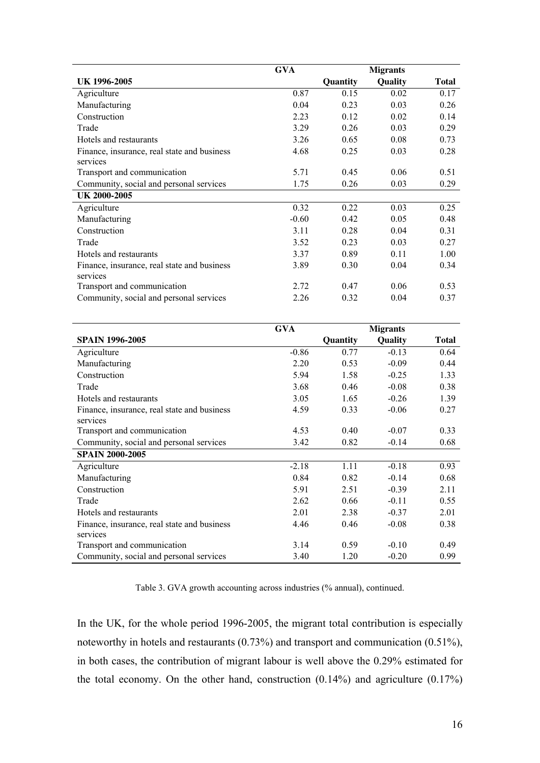| | GVA | Migrants | | |
|---|---|---|---|---|
| **UK 1996-2005** | | **Quantity** | **Quality** | **Total** |
| Agriculture | 0.87 | 0.15 | 0.02 | 0.17 |
| Manufacturing | 0.04 | 0.23 | 0.03 | 0.26 |
| Construction | 2.23 | 0.12 | 0.02 | 0.14 |
| Trade | 3.29 | 0.26 | 0.03 | 0.29 |
| Hotels and restaurants | 3.26 | 0.65 | 0.08 | 0.73 |
| Finance, insurance, real state and business services | 4.68 | 0.25 | 0.03 | 0.28 |
| Transport and communication | 5.71 | 0.45 | 0.06 | 0.51 |
| Community, social and personal services | 1.75 | 0.26 | 0.03 | 0.29 |
| **UK 2000-2005** | | | | |
| Agriculture | 0.32 | 0.22 | 0.03 | 0.25 |
| Manufacturing | -0.60 | 0.42 | 0.05 | 0.48 |
| Construction | 3.11 | 0.28 | 0.04 | 0.31 |
| Trade | 3.52 | 0.23 | 0.03 | 0.27 |
| Hotels and restaurants | 3.37 | 0.89 | 0.11 | 1.00 |
| Finance, insurance, real state and business services | 3.89 | 0.30 | 0.04 | 0.34 |
| Transport and communication | 2.72 | 0.47 | 0.06 | 0.53 |
| Community, social and personal services | 2.26 | 0.32 | 0.04 | 0.37 |

| | GVA | Migrants | | |
|---|---|---|---|---|
| **SPAIN 1996-2005** | | **Quantity** | **Quality** | **Total** |
| Agriculture | -0.86 | 0.77 | -0.13 | 0.64 |
| Manufacturing | 2.20 | 0.53 | -0.09 | 0.44 |
| Construction | 5.94 | 1.58 | -0.25 | 1.33 |
| Trade | 3.68 | 0.46 | -0.08 | 0.38 |
| Hotels and restaurants | 3.05 | 1.65 | -0.26 | 1.39 |
| Finance, insurance, real state and business services | 4.59 | 0.33 | -0.06 | 0.27 |
| Transport and communication | 4.53 | 0.40 | -0.07 | 0.33 |
| Community, social and personal services | 3.42 | 0.82 | -0.14 | 0.68 |
| **SPAIN 2000-2005** | | | | |
| Agriculture | -2.18 | 1.11 | -0.18 | 0.93 |
| Manufacturing | 0.84 | 0.82 | -0.14 | 0.68 |
| Construction | 5.91 | 2.51 | -0.39 | 2.11 |
| Trade | 2.62 | 0.66 | -0.11 | 0.55 |
| Hotels and restaurants | 2.01 | 2.38 | -0.37 | 2.01 |
| Finance, insurance, real state and business services | 4.46 | 0.46 | -0.08 | 0.38 |
| Transport and communication | 3.14 | 0.59 | -0.10 | 0.49 |
| Community, social and personal services | 3.40 | 1.20 | -0.20 | 0.99 |

Table 3. GVA growth accounting across industries (% annual), continued.

In the UK, for the whole period 1996-2005, the migrant total contribution is especially noteworthy in hotels and restaurants (0.73%) and transport and communication (0.51%), in both cases, the contribution of migrant labour is well above the 0.29% estimated for the total economy. On the other hand, construction (0.14%) and agriculture (0.17%)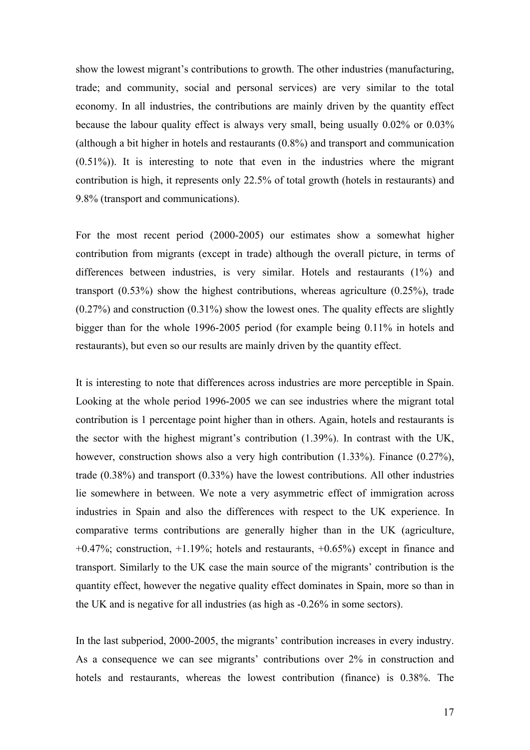show the lowest migrant's contributions to growth. The other industries (manufacturing, trade; and community, social and personal services) are very similar to the total economy. In all industries, the contributions are mainly driven by the quantity effect because the labour quality effect is always very small, being usually 0.02% or 0.03% (although a bit higher in hotels and restaurants (0.8%) and transport and communication (0.51%)). It is interesting to note that even in the industries where the migrant contribution is high, it represents only 22.5% of total growth (hotels in restaurants) and 9.8% (transport and communications).

For the most recent period (2000-2005) our estimates show a somewhat higher contribution from migrants (except in trade) although the overall picture, in terms of differences between industries, is very similar. Hotels and restaurants (1%) and transport (0.53%) show the highest contributions, whereas agriculture (0.25%), trade (0.27%) and construction (0.31%) show the lowest ones. The quality effects are slightly bigger than for the whole 1996-2005 period (for example being 0.11% in hotels and restaurants), but even so our results are mainly driven by the quantity effect.

It is interesting to note that differences across industries are more perceptible in Spain. Looking at the whole period 1996-2005 we can see industries where the migrant total contribution is 1 percentage point higher than in others. Again, hotels and restaurants is the sector with the highest migrant's contribution (1.39%). In contrast with the UK, however, construction shows also a very high contribution (1.33%). Finance (0.27%), trade (0.38%) and transport (0.33%) have the lowest contributions. All other industries lie somewhere in between. We note a very asymmetric effect of immigration across industries in Spain and also the differences with respect to the UK experience. In comparative terms contributions are generally higher than in the UK (agriculture, +0.47%; construction, +1.19%; hotels and restaurants, +0.65%) except in finance and transport. Similarly to the UK case the main source of the migrants' contribution is the quantity effect, however the negative quality effect dominates in Spain, more so than in the UK and is negative for all industries (as high as -0.26% in some sectors).

In the last subperiod, 2000-2005, the migrants' contribution increases in every industry. As a consequence we can see migrants' contributions over 2% in construction and hotels and restaurants, whereas the lowest contribution (finance) is 0.38%. The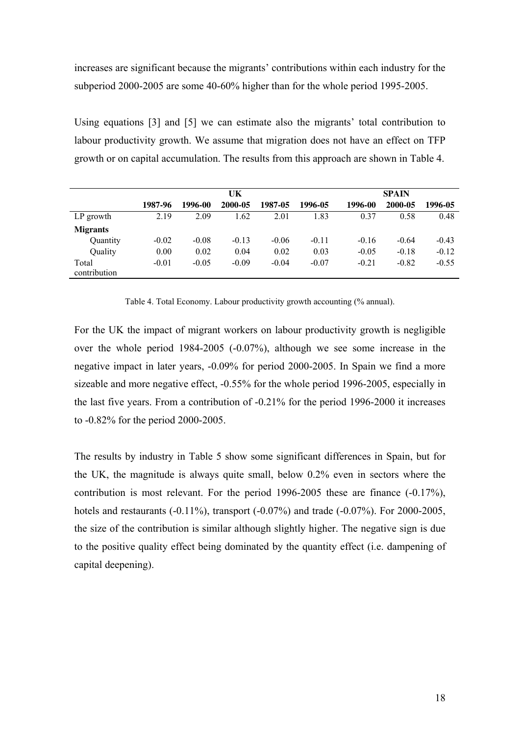increases are significant because the migrants' contributions within each industry for the subperiod 2000-2005 are some 40-60% higher than for the whole period 1995-2005.

Using equations [3] and [5] we can estimate also the migrants' total contribution to labour productivity growth. We assume that migration does not have an effect on TFP growth or on capital accumulation. The results from this approach are shown in Table 4.

| | UK | | | | | SPAIN | | |
|---|---|---|---|---|---|---|---|---|
| | **1987-96** | **1996-00** | **2000-05** | **1987-05** | **1996-05** | **1996-00** | **2000-05** | **1996-05** |
| LP growth | 2.19 | 2.09 | 1.62 | 2.01 | 1.83 | 0.37 | 0.58 | 0.48 |
| **Migrants** | | | | | | | | |
| Quantity | -0.02 | -0.08 | -0.13 | -0.06 | -0.11 | -0.16 | -0.64 | -0.43 |
| Quality | 0.00 | 0.02 | 0.04 | 0.02 | 0.03 | -0.05 | -0.18 | -0.12 |
| Total contribution | -0.01 | -0.05 | -0.09 | -0.04 | -0.07 | -0.21 | -0.82 | -0.55 |

Table 4. Total Economy. Labour productivity growth accounting (% annual).

For the UK the impact of migrant workers on labour productivity growth is negligible over the whole period 1984-2005 (-0.07%), although we see some increase in the negative impact in later years, -0.09% for period 2000-2005. In Spain we find a more sizeable and more negative effect, -0.55% for the whole period 1996-2005, especially in the last five years. From a contribution of -0.21% for the period 1996-2000 it increases to -0.82% for the period 2000-2005.

The results by industry in Table 5 show some significant differences in Spain, but for the UK, the magnitude is always quite small, below 0.2% even in sectors where the contribution is most relevant. For the period 1996-2005 these are finance (-0.17%), hotels and restaurants (-0.11%), transport (-0.07%) and trade (-0.07%). For 2000-2005, the size of the contribution is similar although slightly higher. The negative sign is due to the positive quality effect being dominated by the quantity effect (i.e. dampening of capital deepening).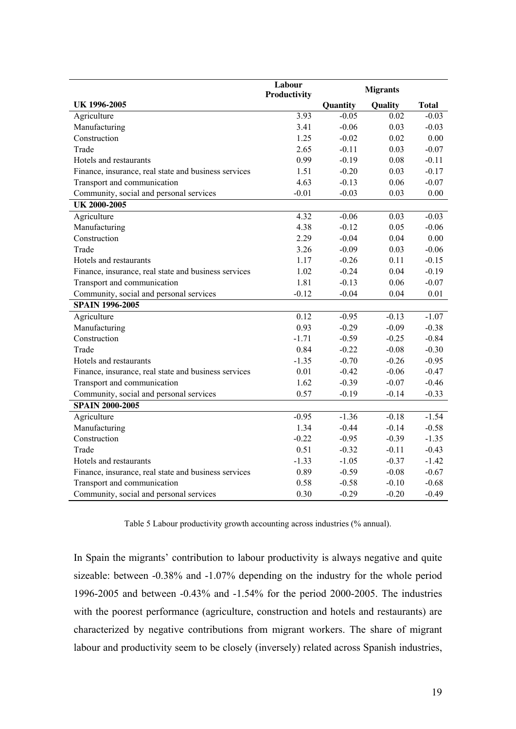| | Labour Productivity | Migrants | | |
|---|---|---|---|---|
| **UK 1996-2005** | | **Quantity** | **Quality** | **Total** |
| Agriculture | 3.93 | -0.05 | 0.02 | -0.03 |
| Manufacturing | 3.41 | -0.06 | 0.03 | -0.03 |
| Construction | 1.25 | -0.02 | 0.02 | 0.00 |
| Trade | 2.65 | -0.11 | 0.03 | -0.07 |
| Hotels and restaurants | 0.99 | -0.19 | 0.08 | -0.11 |
| Finance, insurance, real state and business services | 1.51 | -0.20 | 0.03 | -0.17 |
| Transport and communication | 4.63 | -0.13 | 0.06 | -0.07 |
| Community, social and personal services | -0.01 | -0.03 | 0.03 | 0.00 |
| **UK 2000-2005** | | | | |
| Agriculture | 4.32 | -0.06 | 0.03 | -0.03 |
| Manufacturing | 4.38 | -0.12 | 0.05 | -0.06 |
| Construction | 2.29 | -0.04 | 0.04 | 0.00 |
| Trade | 3.26 | -0.09 | 0.03 | -0.06 |
| Hotels and restaurants | 1.17 | -0.26 | 0.11 | -0.15 |
| Finance, insurance, real state and business services | 1.02 | -0.24 | 0.04 | -0.19 |
| Transport and communication | 1.81 | -0.13 | 0.06 | -0.07 |
| Community, social and personal services | -0.12 | -0.04 | 0.04 | 0.01 |
| **SPAIN 1996-2005** | | | | |
| Agriculture | 0.12 | -0.95 | -0.13 | -1.07 |
| Manufacturing | 0.93 | -0.29 | -0.09 | -0.38 |
| Construction | -1.71 | -0.59 | -0.25 | -0.84 |
| Trade | 0.84 | -0.22 | -0.08 | -0.30 |
| Hotels and restaurants | -1.35 | -0.70 | -0.26 | -0.95 |
| Finance, insurance, real state and business services | 0.01 | -0.42 | -0.06 | -0.47 |
| Transport and communication | 1.62 | -0.39 | -0.07 | -0.46 |
| Community, social and personal services | 0.57 | -0.19 | -0.14 | -0.33 |
| **SPAIN 2000-2005** | | | | |
| Agriculture | -0.95 | -1.36 | -0.18 | -1.54 |
| Manufacturing | 1.34 | -0.44 | -0.14 | -0.58 |
| Construction | -0.22 | -0.95 | -0.39 | -1.35 |
| Trade | 0.51 | -0.32 | -0.11 | -0.43 |
| Hotels and restaurants | -1.33 | -1.05 | -0.37 | -1.42 |
| Finance, insurance, real state and business services | 0.89 | -0.59 | -0.08 | -0.67 |
| Transport and communication | 0.58 | -0.58 | -0.10 | -0.68 |
| Community, social and personal services | 0.30 | -0.29 | -0.20 | -0.49 |

Table 5 Labour productivity growth accounting across industries (% annual).

In Spain the migrants' contribution to labour productivity is always negative and quite sizeable: between -0.38% and -1.07% depending on the industry for the whole period 1996-2005 and between -0.43% and -1.54% for the period 2000-2005. The industries with the poorest performance (agriculture, construction and hotels and restaurants) are characterized by negative contributions from migrant workers. The share of migrant labour and productivity seem to be closely (inversely) related across Spanish industries,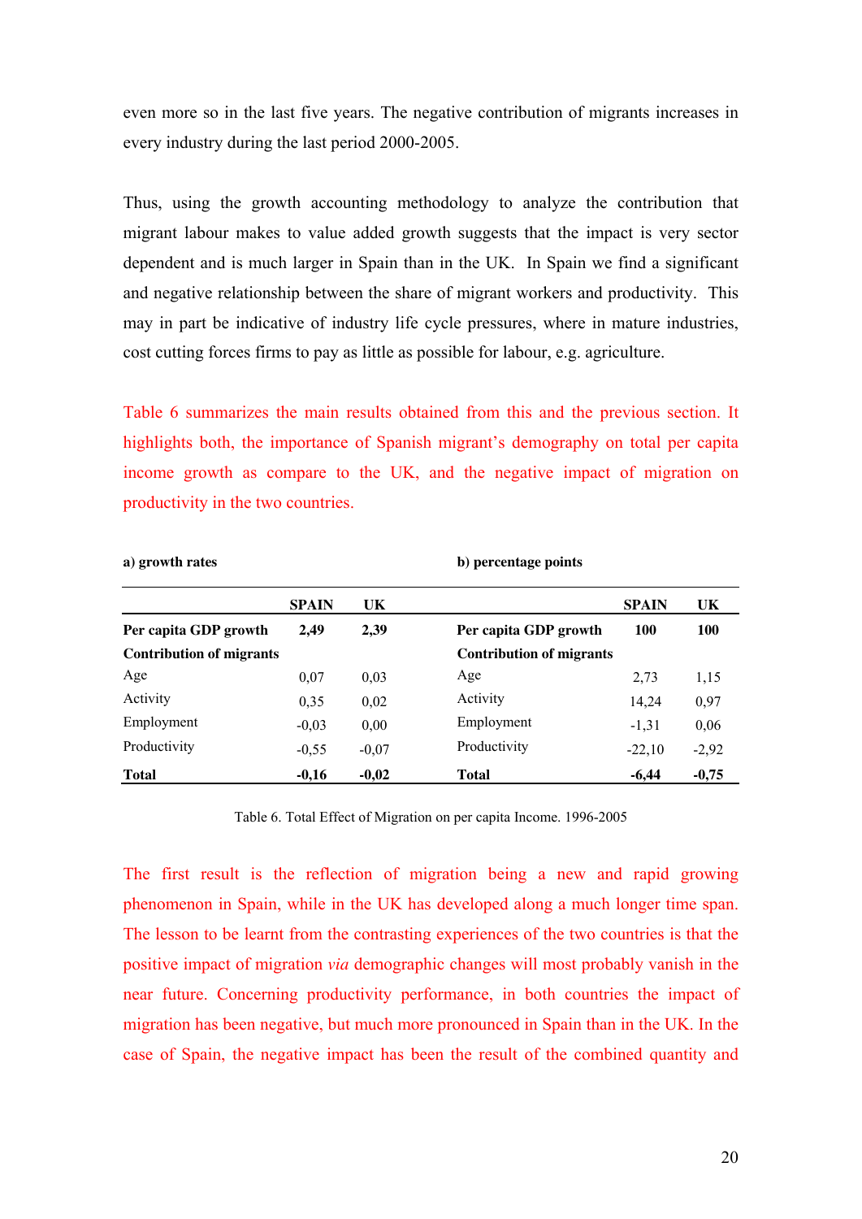even more so in the last five years. The negative contribution of migrants increases in every industry during the last period 2000-2005.

Thus, using the growth accounting methodology to analyze the contribution that migrant labour makes to value added growth suggests that the impact is very sector dependent and is much larger in Spain than in the UK. In Spain we find a significant and negative relationship between the share of migrant workers and productivity. This may in part be indicative of industry life cycle pressures, where in mature industries, cost cutting forces firms to pay as little as possible for labour, e.g. agriculture.

Table 6 summarizes the main results obtained from this and the previous section. It highlights both, the importance of Spanish migrant's demography on total per capita income growth as compare to the UK, and the negative impact of migration on productivity in the two countries.

| **a) growth rates** | | | **b) percentage points** | | |
|---|---|---|---|---|---|
| | **SPAIN** | **UK** | | **SPAIN** | **UK** |
| **Per capita GDP growth** | **2,49** | **2,39** | **Per capita GDP growth** | **100** | **100** |
| **Contribution of migrants** | | | **Contribution of migrants** | | |
| Age | 0,07 | 0,03 | Age | 2,73 | 1,15 |
| Activity | 0,35 | 0,02 | Activity | 14,24 | 0,97 |
| Employment | -0,03 | 0,00 | Employment | -1,31 | 0,06 |
| Productivity | -0,55 | -0,07 | Productivity | -22,10 | -2,92 |
| **Total** | **-0,16** | **-0,02** | **Total** | **-6,44** | **-0,75** |

Table 6. Total Effect of Migration on per capita Income. 1996-2005

The first result is the reflection of migration being a new and rapid growing phenomenon in Spain, while in the UK has developed along a much longer time span. The lesson to be learnt from the contrasting experiences of the two countries is that the positive impact of migration *via* demographic changes will most probably vanish in the near future. Concerning productivity performance, in both countries the impact of migration has been negative, but much more pronounced in Spain than in the UK. In the case of Spain, the negative impact has been the result of the combined quantity and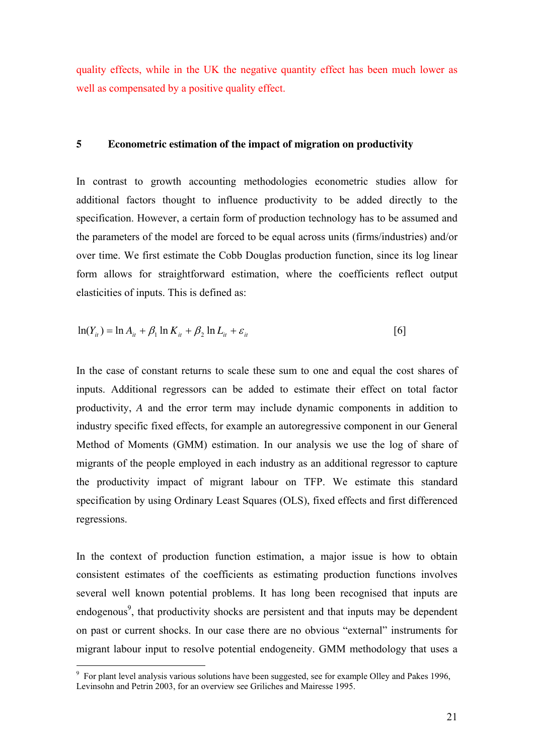quality effects, while in the UK the negative quantity effect has been much lower as well as compensated by a positive quality effect.

## 5 Econometric estimation of the impact of migration on productivity

In contrast to growth accounting methodologies econometric studies allow for additional factors thought to influence productivity to be added directly to the specification. However, a certain form of production technology has to be assumed and the parameters of the model are forced to be equal across units (firms/industries) and/or over time. We first estimate the Cobb Douglas production function, since its log linear form allows for straightforward estimation, where the coefficients reflect output elasticities of inputs. This is defined as:

$$\ln(Y_{it}) = \ln A_{it} + \beta_1 \ln K_{it} + \beta_2 \ln L_{it} + \varepsilon_{it} \qquad [6]$$

In the case of constant returns to scale these sum to one and equal the cost shares of inputs. Additional regressors can be added to estimate their effect on total factor productivity, *A* and the error term may include dynamic components in addition to industry specific fixed effects, for example an autoregressive component in our General Method of Moments (GMM) estimation. In our analysis we use the log of share of migrants of the people employed in each industry as an additional regressor to capture the productivity impact of migrant labour on TFP. We estimate this standard specification by using Ordinary Least Squares (OLS), fixed effects and first differenced regressions.

In the context of production function estimation, a major issue is how to obtain consistent estimates of the coefficients as estimating production functions involves several well known potential problems. It has long been recognised that inputs are endogenous[9], that productivity shocks are persistent and that inputs may be dependent on past or current shocks. In our case there are no obvious "external" instruments for migrant labour input to resolve potential endogeneity. GMM methodology that uses a

---

[9] For plant level analysis various solutions have been suggested, see for example Olley and Pakes 1996, Levinsohn and Petrin 2003, for an overview see Griliches and Mairesse 1995.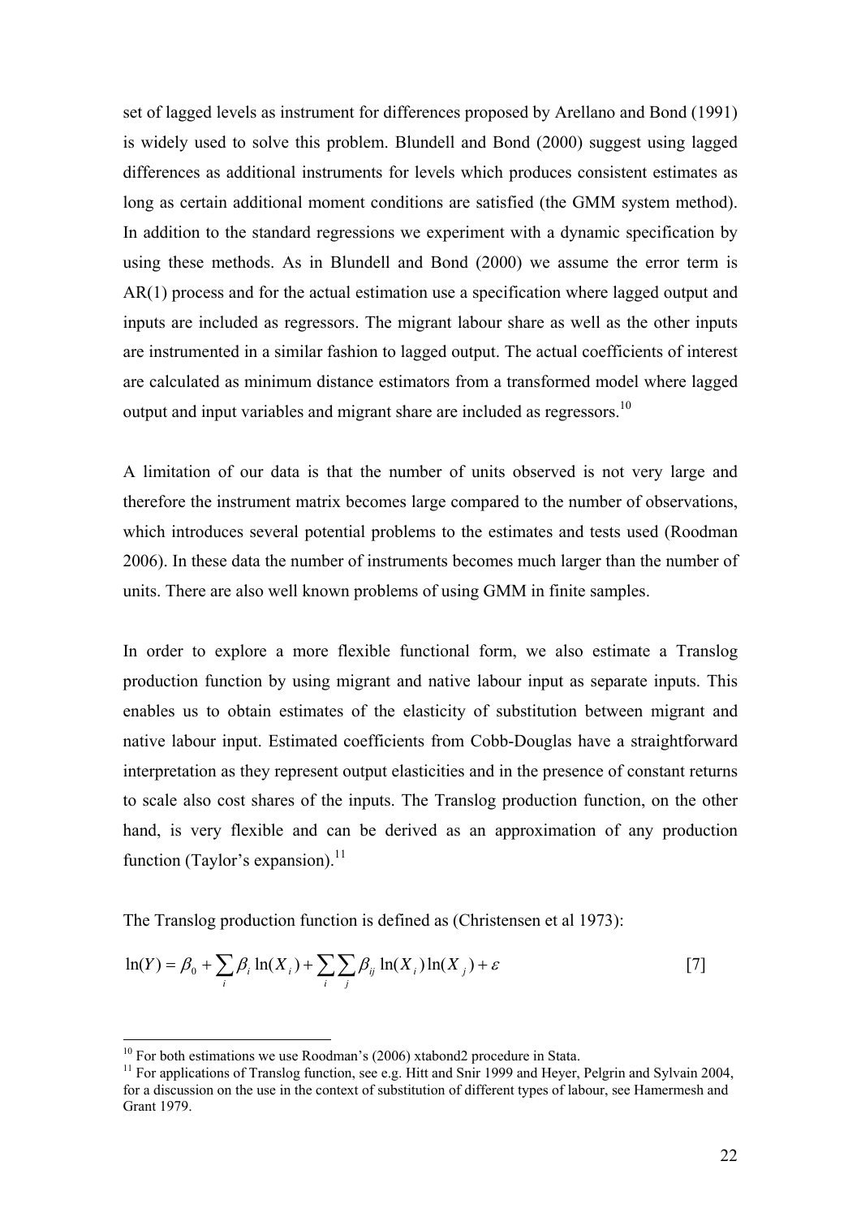set of lagged levels as instrument for differences proposed by Arellano and Bond (1991) is widely used to solve this problem. Blundell and Bond (2000) suggest using lagged differences as additional instruments for levels which produces consistent estimates as long as certain additional moment conditions are satisfied (the GMM system method). In addition to the standard regressions we experiment with a dynamic specification by using these methods. As in Blundell and Bond (2000) we assume the error term is AR(1) process and for the actual estimation use a specification where lagged output and inputs are included as regressors. The migrant labour share as well as the other inputs are instrumented in a similar fashion to lagged output. The actual coefficients of interest are calculated as minimum distance estimators from a transformed model where lagged output and input variables and migrant share are included as regressors.[10]

A limitation of our data is that the number of units observed is not very large and therefore the instrument matrix becomes large compared to the number of observations, which introduces several potential problems to the estimates and tests used (Roodman 2006). In these data the number of instruments becomes much larger than the number of units. There are also well known problems of using GMM in finite samples.

In order to explore a more flexible functional form, we also estimate a Translog production function by using migrant and native labour input as separate inputs. This enables us to obtain estimates of the elasticity of substitution between migrant and native labour input. Estimated coefficients from Cobb-Douglas have a straightforward interpretation as they represent output elasticities and in the presence of constant returns to scale also cost shares of the inputs. The Translog production function, on the other hand, is very flexible and can be derived as an approximation of any production function (Taylor's expansion).[11]

The Translog production function is defined as (Christensen et al 1973):

$$\ln(Y) = \beta_0 + \sum_i \beta_i \ln(X_i) + \sum_i \sum_j \beta_{ij} \ln(X_i)\ln(X_j) + \varepsilon \qquad [7]$$

[10] For both estimations we use Roodman's (2006) xtabond2 procedure in Stata.

[11] For applications of Translog function, see e.g. Hitt and Snir 1999 and Heyer, Pelgrin and Sylvain 2004, for a discussion on the use in the context of substitution of different types of labour, see Hamermesh and Grant 1979.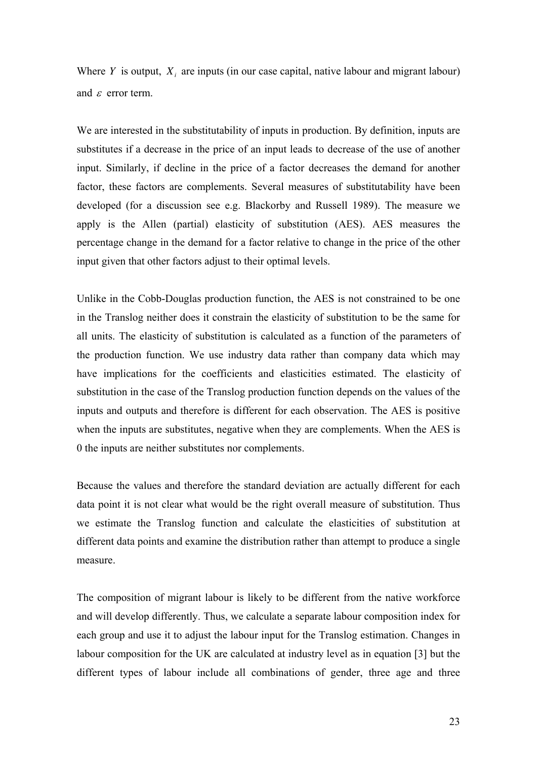Where $Y$ is output, $X_i$ are inputs (in our case capital, native labour and migrant labour) and $\varepsilon$ error term.

We are interested in the substitutability of inputs in production. By definition, inputs are substitutes if a decrease in the price of an input leads to decrease of the use of another input. Similarly, if decline in the price of a factor decreases the demand for another factor, these factors are complements. Several measures of substitutability have been developed (for a discussion see e.g. Blackorby and Russell 1989). The measure we apply is the Allen (partial) elasticity of substitution (AES). AES measures the percentage change in the demand for a factor relative to change in the price of the other input given that other factors adjust to their optimal levels.

Unlike in the Cobb-Douglas production function, the AES is not constrained to be one in the Translog neither does it constrain the elasticity of substitution to be the same for all units. The elasticity of substitution is calculated as a function of the parameters of the production function. We use industry data rather than company data which may have implications for the coefficients and elasticities estimated. The elasticity of substitution in the case of the Translog production function depends on the values of the inputs and outputs and therefore is different for each observation. The AES is positive when the inputs are substitutes, negative when they are complements. When the AES is 0 the inputs are neither substitutes nor complements.

Because the values and therefore the standard deviation are actually different for each data point it is not clear what would be the right overall measure of substitution. Thus we estimate the Translog function and calculate the elasticities of substitution at different data points and examine the distribution rather than attempt to produce a single measure.

The composition of migrant labour is likely to be different from the native workforce and will develop differently. Thus, we calculate a separate labour composition index for each group and use it to adjust the labour input for the Translog estimation. Changes in labour composition for the UK are calculated at industry level as in equation [3] but the different types of labour include all combinations of gender, three age and three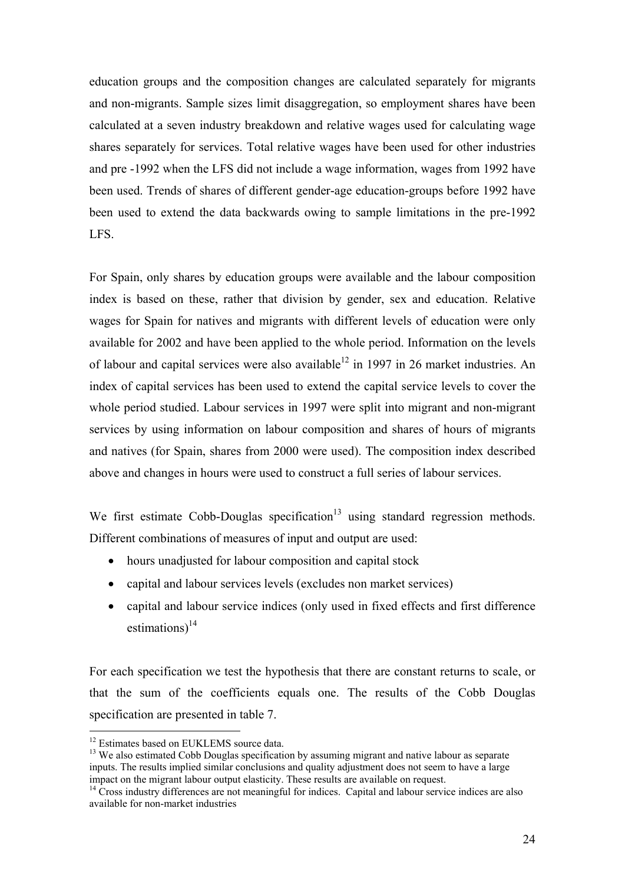education groups and the composition changes are calculated separately for migrants and non-migrants. Sample sizes limit disaggregation, so employment shares have been calculated at a seven industry breakdown and relative wages used for calculating wage shares separately for services. Total relative wages have been used for other industries and pre -1992 when the LFS did not include a wage information, wages from 1992 have been used. Trends of shares of different gender-age education-groups before 1992 have been used to extend the data backwards owing to sample limitations in the pre-1992 LFS.

For Spain, only shares by education groups were available and the labour composition index is based on these, rather that division by gender, sex and education. Relative wages for Spain for natives and migrants with different levels of education were only available for 2002 and have been applied to the whole period. Information on the levels of labour and capital services were also available[12] in 1997 in 26 market industries. An index of capital services has been used to extend the capital service levels to cover the whole period studied. Labour services in 1997 were split into migrant and non-migrant services by using information on labour composition and shares of hours of migrants and natives (for Spain, shares from 2000 were used). The composition index described above and changes in hours were used to construct a full series of labour services.

We first estimate Cobb-Douglas specification[13] using standard regression methods. Different combinations of measures of input and output are used:

- hours unadjusted for labour composition and capital stock
- capital and labour services levels (excludes non market services)
- capital and labour service indices (only used in fixed effects and first difference estimations)[14]

For each specification we test the hypothesis that there are constant returns to scale, or that the sum of the coefficients equals one. The results of the Cobb Douglas specification are presented in table 7.

---

[12] Estimates based on EUKLEMS source data.

[13] We also estimated Cobb Douglas specification by assuming migrant and native labour as separate inputs. The results implied similar conclusions and quality adjustment does not seem to have a large impact on the migrant labour output elasticity. These results are available on request.

[14] Cross industry differences are not meaningful for indices. Capital and labour service indices are also available for non-market industries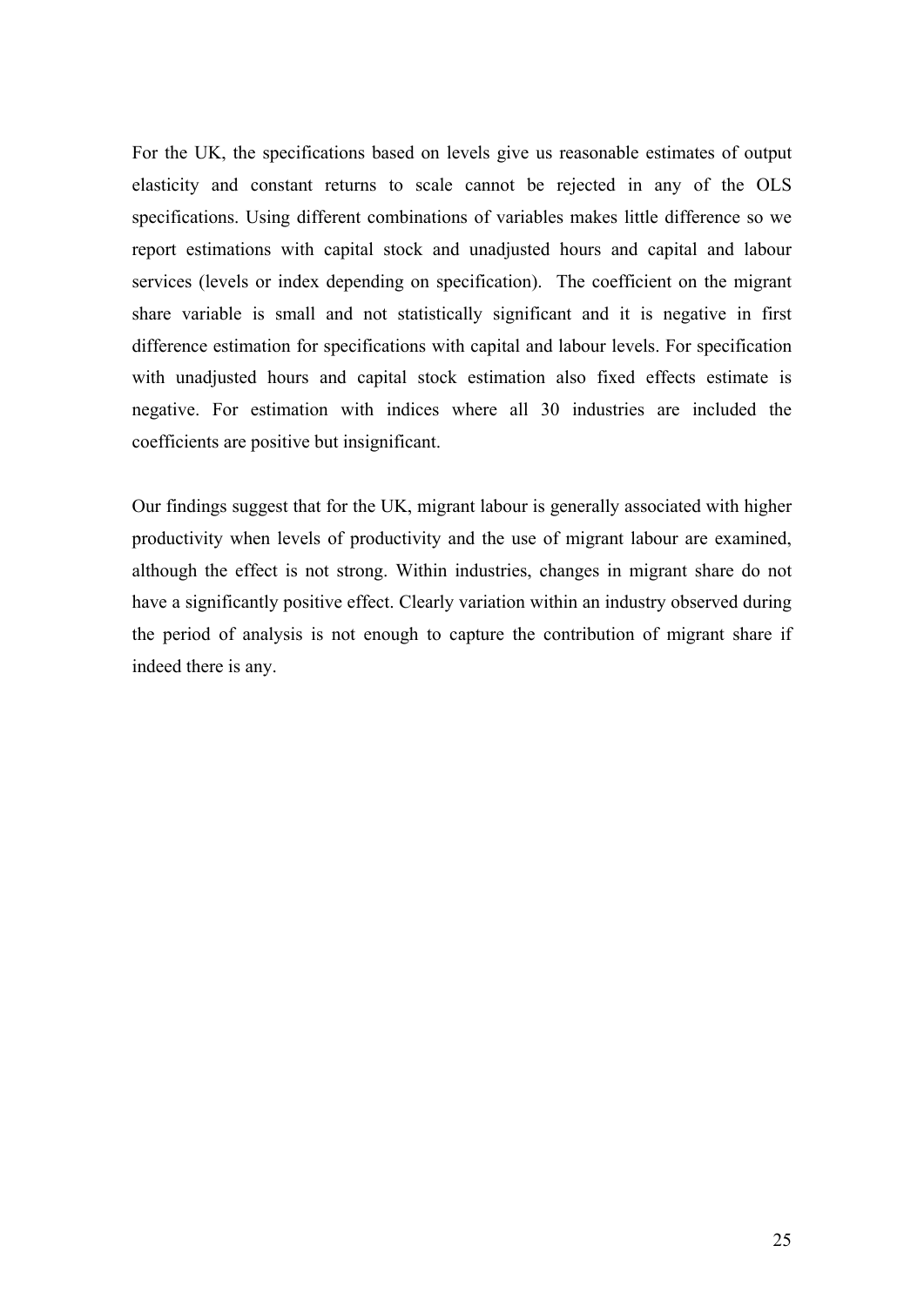For the UK, the specifications based on levels give us reasonable estimates of output elasticity and constant returns to scale cannot be rejected in any of the OLS specifications. Using different combinations of variables makes little difference so we report estimations with capital stock and unadjusted hours and capital and labour services (levels or index depending on specification). The coefficient on the migrant share variable is small and not statistically significant and it is negative in first difference estimation for specifications with capital and labour levels. For specification with unadjusted hours and capital stock estimation also fixed effects estimate is negative. For estimation with indices where all 30 industries are included the coefficients are positive but insignificant.

Our findings suggest that for the UK, migrant labour is generally associated with higher productivity when levels of productivity and the use of migrant labour are examined, although the effect is not strong. Within industries, changes in migrant share do not have a significantly positive effect. Clearly variation within an industry observed during the period of analysis is not enough to capture the contribution of migrant share if indeed there is any.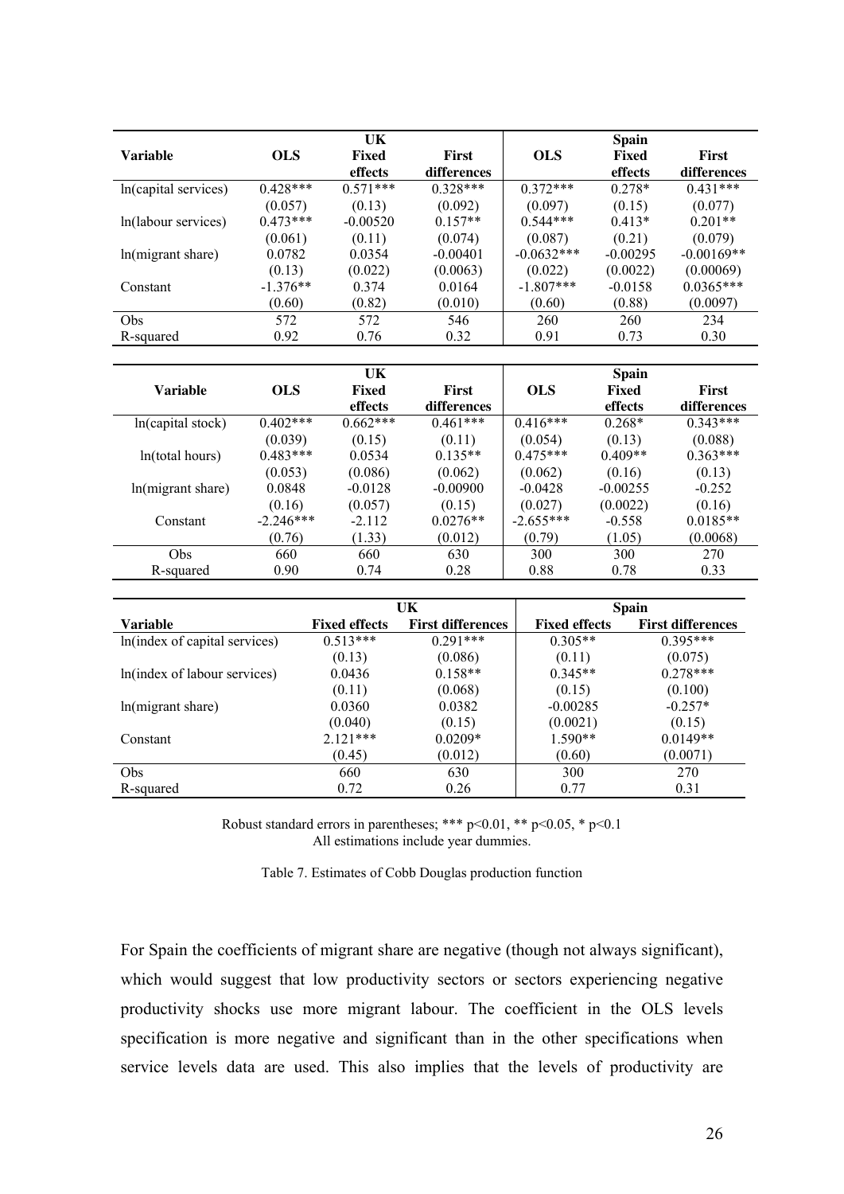| Variable | UK OLS | UK Fixed effects | UK First differences | Spain OLS | Spain Fixed effects | Spain First differences |
|---|---|---|---|---|---|---|
| ln(capital services) | 0.428*** | 0.571*** | 0.328*** | 0.372*** | 0.278* | 0.431*** |
| | (0.057) | (0.13) | (0.092) | (0.097) | (0.15) | (0.077) |
| ln(labour services) | 0.473*** | -0.00520 | 0.157** | 0.544*** | 0.413* | 0.201** |
| | (0.061) | (0.11) | (0.074) | (0.087) | (0.21) | (0.079) |
| ln(migrant share) | 0.0782 | 0.0354 | -0.00401 | -0.0632*** | -0.00295 | -0.00169** |
| | (0.13) | (0.022) | (0.0063) | (0.022) | (0.0022) | (0.00069) |
| Constant | -1.376** | 0.374 | 0.0164 | -1.807*** | -0.0158 | 0.0365*** |
| | (0.60) | (0.82) | (0.010) | (0.60) | (0.88) | (0.0097) |
| Obs | 572 | 572 | 546 | 260 | 260 | 234 |
| R-squared | 0.92 | 0.76 | 0.32 | 0.91 | 0.73 | 0.30 |

| Variable | UK OLS | UK Fixed effects | UK First differences | Spain OLS | Spain Fixed effects | Spain First differences |
|---|---|---|---|---|---|---|
| ln(capital stock) | 0.402*** | 0.662*** | 0.461*** | 0.416*** | 0.268* | 0.343*** |
| | (0.039) | (0.15) | (0.11) | (0.054) | (0.13) | (0.088) |
| ln(total hours) | 0.483*** | 0.0534 | 0.135** | 0.475*** | 0.409** | 0.363*** |
| | (0.053) | (0.086) | (0.062) | (0.062) | (0.16) | (0.13) |
| ln(migrant share) | 0.0848 | -0.0128 | -0.00900 | -0.0428 | -0.00255 | -0.252 |
| | (0.16) | (0.057) | (0.15) | (0.027) | (0.0022) | (0.16) |
| Constant | -2.246*** | -2.112 | 0.0276** | -2.655*** | -0.558 | 0.0185** |
| | (0.76) | (1.33) | (0.012) | (0.79) | (1.05) | (0.0068) |
| Obs | 660 | 660 | 630 | 300 | 300 | 270 |
| R-squared | 0.90 | 0.74 | 0.28 | 0.88 | 0.78 | 0.33 |

| Variable | UK Fixed effects | UK First differences | Spain Fixed effects | Spain First differences |
|---|---|---|---|---|
| ln(index of capital services) | 0.513*** | 0.291*** | 0.305** | 0.395*** |
| | (0.13) | (0.086) | (0.11) | (0.075) |
| ln(index of labour services) | 0.0436 | 0.158** | 0.345** | 0.278*** |
| | (0.11) | (0.068) | (0.15) | (0.100) |
| ln(migrant share) | 0.0360 | 0.0382 | -0.00285 | -0.257* |
| | (0.040) | (0.15) | (0.0021) | (0.15) |
| Constant | 2.121*** | 0.0209* | 1.590** | 0.0149** |
| | (0.45) | (0.012) | (0.60) | (0.0071) |
| Obs | 660 | 630 | 300 | 270 |
| R-squared | 0.72 | 0.26 | 0.77 | 0.31 |

Robust standard errors in parentheses; *** p<0.01, ** p<0.05, * p<0.1
All estimations include year dummies.

Table 7. Estimates of Cobb Douglas production function

For Spain the coefficients of migrant share are negative (though not always significant), which would suggest that low productivity sectors or sectors experiencing negative productivity shocks use more migrant labour. The coefficient in the OLS levels specification is more negative and significant than in the other specifications when service levels data are used. This also implies that the levels of productivity are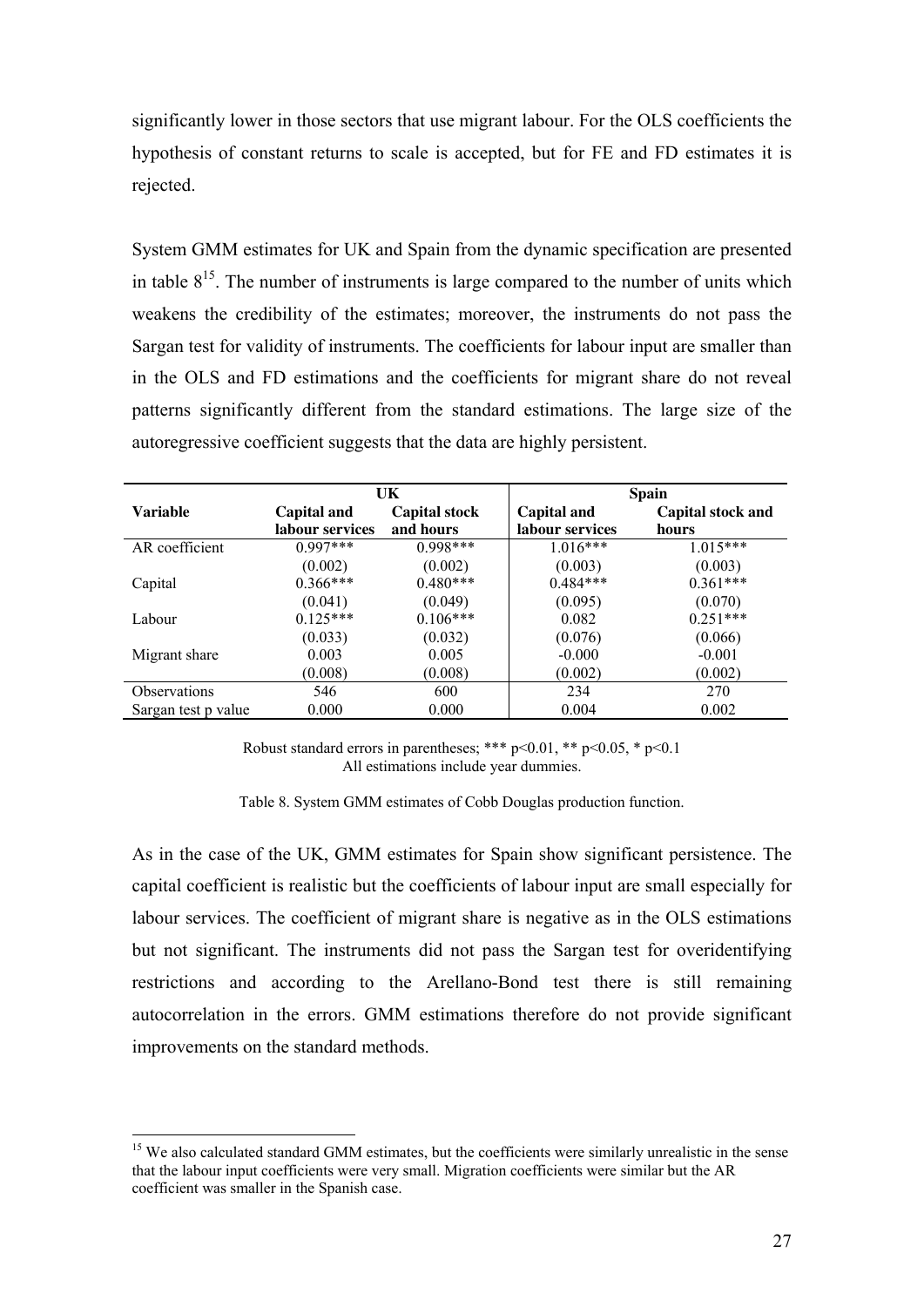significantly lower in those sectors that use migrant labour. For the OLS coefficients the hypothesis of constant returns to scale is accepted, but for FE and FD estimates it is rejected.

System GMM estimates for UK and Spain from the dynamic specification are presented in table 8[15]. The number of instruments is large compared to the number of units which weakens the credibility of the estimates; moreover, the instruments do not pass the Sargan test for validity of instruments. The coefficients for labour input are smaller than in the OLS and FD estimations and the coefficients for migrant share do not reveal patterns significantly different from the standard estimations. The large size of the autoregressive coefficient suggests that the data are highly persistent.

| | UK | | Spain | |
|---|---|---|---|---|
| **Variable** | **Capital and labour services** | **Capital stock and hours** | **Capital and labour services** | **Capital stock and hours** |
| AR coefficient | 0.997*** | 0.998*** | 1.016*** | 1.015*** |
| | (0.002) | (0.002) | (0.003) | (0.003) |
| Capital | 0.366*** | 0.480*** | 0.484*** | 0.361*** |
| | (0.041) | (0.049) | (0.095) | (0.070) |
| Labour | 0.125*** | 0.106*** | 0.082 | 0.251*** |
| | (0.033) | (0.032) | (0.076) | (0.066) |
| Migrant share | 0.003 | 0.005 | -0.000 | -0.001 |
| | (0.008) | (0.008) | (0.002) | (0.002) |
| Observations | 546 | 600 | 234 | 270 |
| Sargan test p value | 0.000 | 0.000 | 0.004 | 0.002 |

Robust standard errors in parentheses; *** p<0.01, ** p<0.05, * p<0.1
All estimations include year dummies.

Table 8. System GMM estimates of Cobb Douglas production function.

As in the case of the UK, GMM estimates for Spain show significant persistence. The capital coefficient is realistic but the coefficients of labour input are small especially for labour services. The coefficient of migrant share is negative as in the OLS estimations but not significant. The instruments did not pass the Sargan test for overidentifying restrictions and according to the Arellano-Bond test there is still remaining autocorrelation in the errors. GMM estimations therefore do not provide significant improvements on the standard methods.

[15] We also calculated standard GMM estimates, but the coefficients were similarly unrealistic in the sense that the labour input coefficients were very small. Migration coefficients were similar but the AR coefficient was smaller in the Spanish case.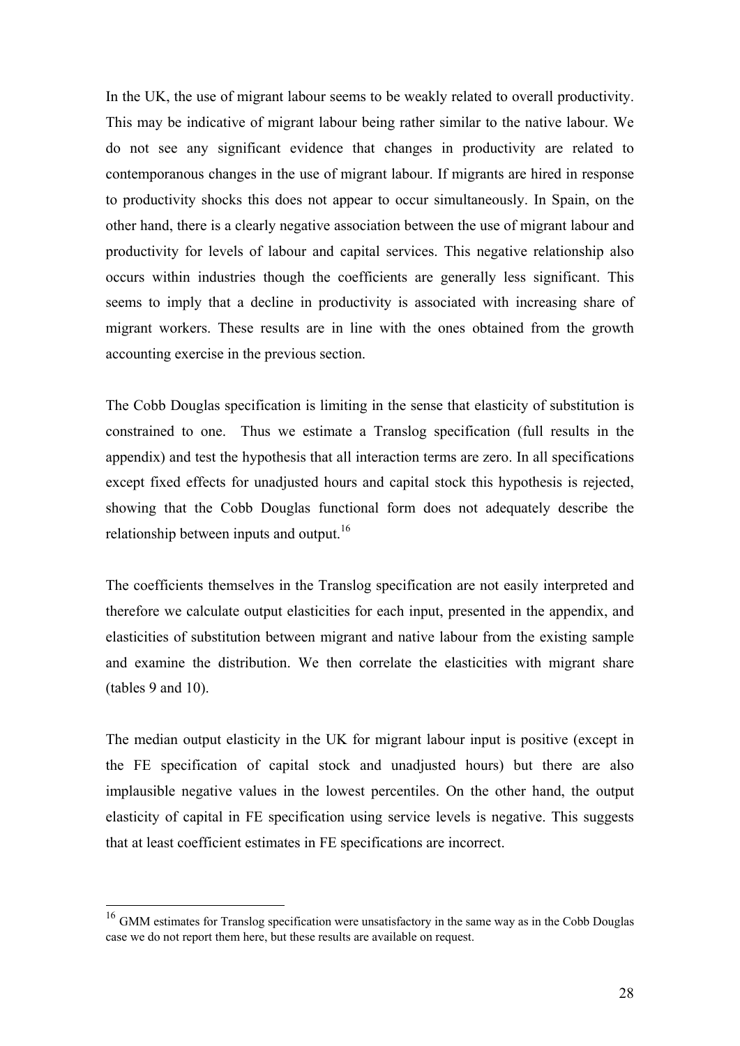In the UK, the use of migrant labour seems to be weakly related to overall productivity. This may be indicative of migrant labour being rather similar to the native labour. We do not see any significant evidence that changes in productivity are related to contemporanous changes in the use of migrant labour. If migrants are hired in response to productivity shocks this does not appear to occur simultaneously. In Spain, on the other hand, there is a clearly negative association between the use of migrant labour and productivity for levels of labour and capital services. This negative relationship also occurs within industries though the coefficients are generally less significant. This seems to imply that a decline in productivity is associated with increasing share of migrant workers. These results are in line with the ones obtained from the growth accounting exercise in the previous section.

The Cobb Douglas specification is limiting in the sense that elasticity of substitution is constrained to one. Thus we estimate a Translog specification (full results in the appendix) and test the hypothesis that all interaction terms are zero. In all specifications except fixed effects for unadjusted hours and capital stock this hypothesis is rejected, showing that the Cobb Douglas functional form does not adequately describe the relationship between inputs and output.[16]

The coefficients themselves in the Translog specification are not easily interpreted and therefore we calculate output elasticities for each input, presented in the appendix, and elasticities of substitution between migrant and native labour from the existing sample and examine the distribution. We then correlate the elasticities with migrant share (tables 9 and 10).

The median output elasticity in the UK for migrant labour input is positive (except in the FE specification of capital stock and unadjusted hours) but there are also implausible negative values in the lowest percentiles. On the other hand, the output elasticity of capital in FE specification using service levels is negative. This suggests that at least coefficient estimates in FE specifications are incorrect.

[16] GMM estimates for Translog specification were unsatisfactory in the same way as in the Cobb Douglas case we do not report them here, but these results are available on request.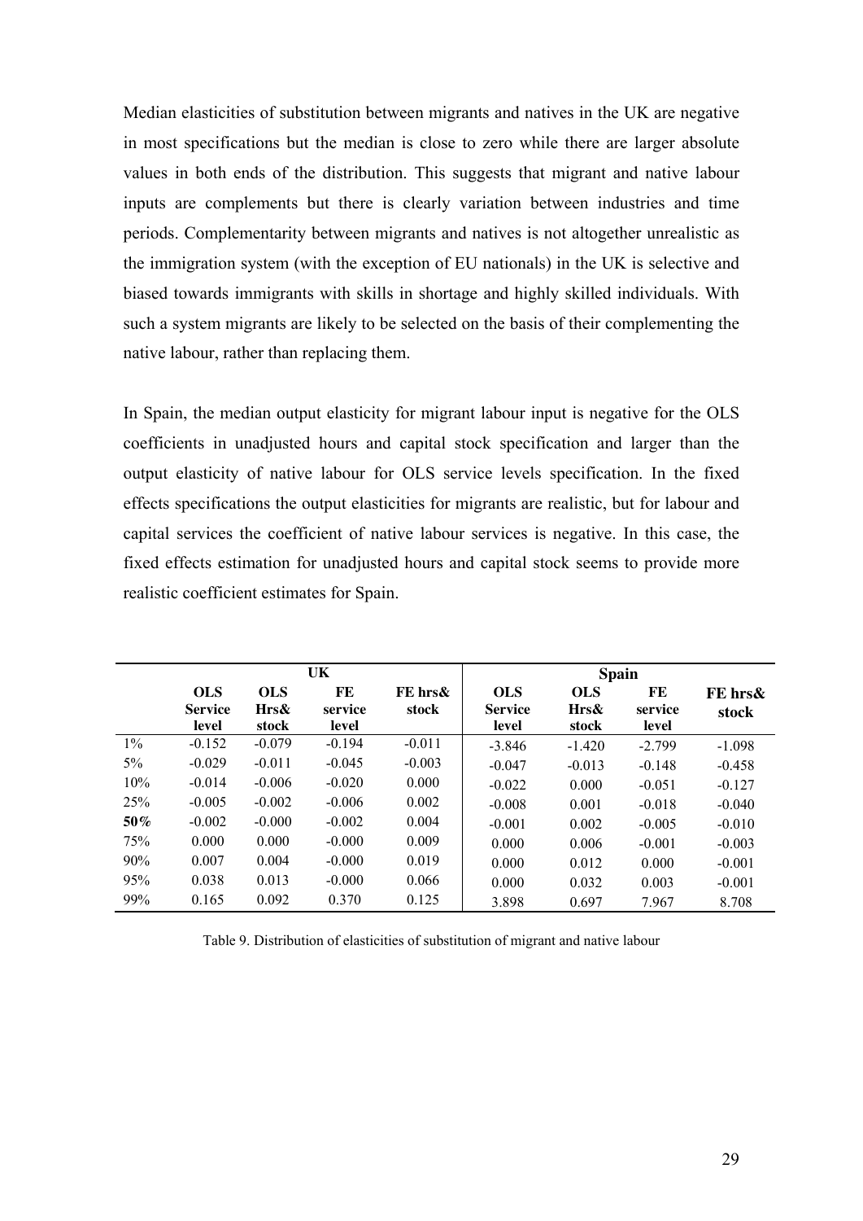Median elasticities of substitution between migrants and natives in the UK are negative in most specifications but the median is close to zero while there are larger absolute values in both ends of the distribution. This suggests that migrant and native labour inputs are complements but there is clearly variation between industries and time periods. Complementarity between migrants and natives is not altogether unrealistic as the immigration system (with the exception of EU nationals) in the UK is selective and biased towards immigrants with skills in shortage and highly skilled individuals. With such a system migrants are likely to be selected on the basis of their complementing the native labour, rather than replacing them.

In Spain, the median output elasticity for migrant labour input is negative for the OLS coefficients in unadjusted hours and capital stock specification and larger than the output elasticity of native labour for OLS service levels specification. In the fixed effects specifications the output elasticities for migrants are realistic, but for labour and capital services the coefficient of native labour services is negative. In this case, the fixed effects estimation for unadjusted hours and capital stock seems to provide more realistic coefficient estimates for Spain.

| | UK | | | | Spain | | | |
|---|---|---|---|---|---|---|---|---|
| | **OLS Service level** | **OLS Hrs& stock** | **FE service level** | **FE hrs& stock** | **OLS Service level** | **OLS Hrs& stock** | **FE service level** | **FE hrs& stock** |
| 1% | -0.152 | -0.079 | -0.194 | -0.011 | -3.846 | -1.420 | -2.799 | -1.098 |
| 5% | -0.029 | -0.011 | -0.045 | -0.003 | -0.047 | -0.013 | -0.148 | -0.458 |
| 10% | -0.014 | -0.006 | -0.020 | 0.000 | -0.022 | 0.000 | -0.051 | -0.127 |
| 25% | -0.005 | -0.002 | -0.006 | 0.002 | -0.008 | 0.001 | -0.018 | -0.040 |
| **50%** | -0.002 | -0.000 | -0.002 | 0.004 | -0.001 | 0.002 | -0.005 | -0.010 |
| 75% | 0.000 | 0.000 | -0.000 | 0.009 | 0.000 | 0.006 | -0.001 | -0.003 |
| 90% | 0.007 | 0.004 | -0.000 | 0.019 | 0.000 | 0.012 | 0.000 | -0.001 |
| 95% | 0.038 | 0.013 | -0.000 | 0.066 | 0.000 | 0.032 | 0.003 | -0.001 |
| 99% | 0.165 | 0.092 | 0.370 | 0.125 | 3.898 | 0.697 | 7.967 | 8.708 |

Table 9. Distribution of elasticities of substitution of migrant and native labour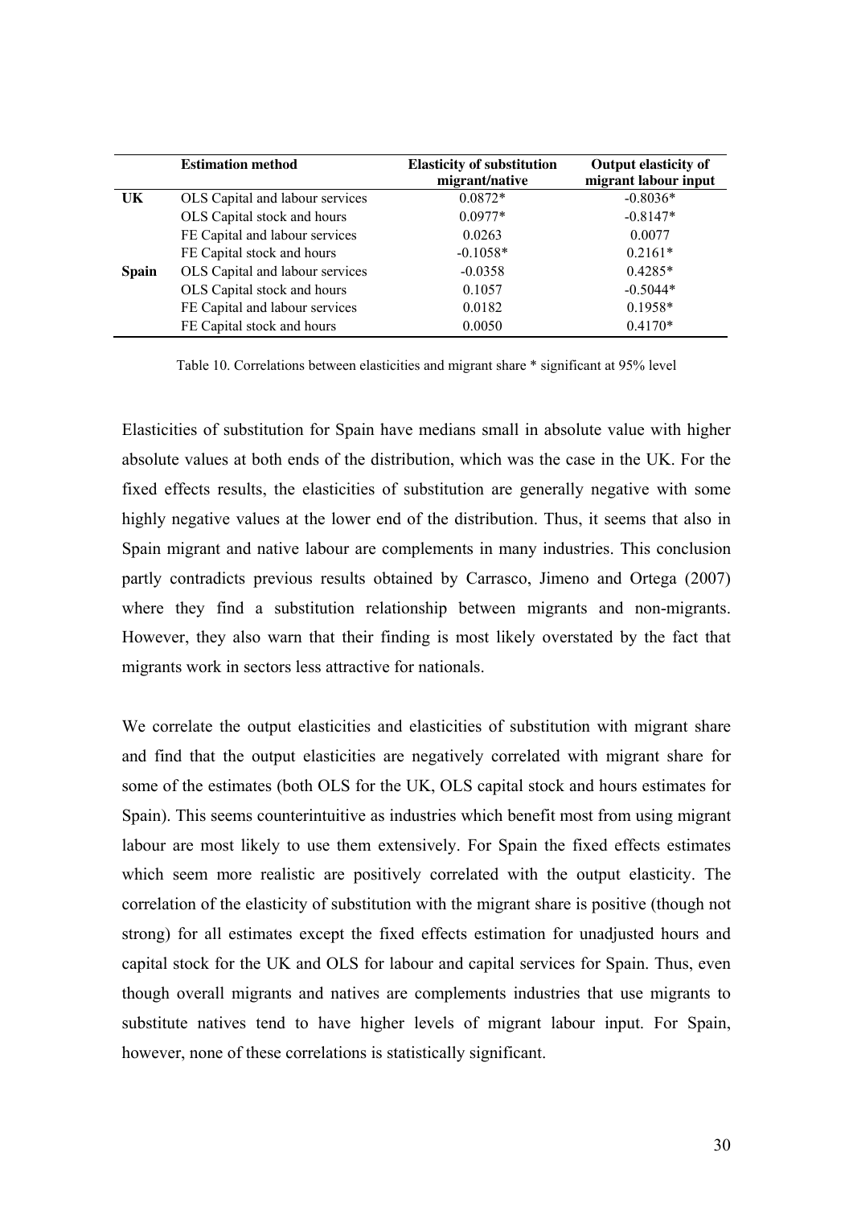| | Estimation method | Elasticity of substitution migrant/native | Output elasticity of migrant labour input |
|---|---|---|---|
| **UK** | OLS Capital and labour services | 0.0872* | -0.8036* |
| | OLS Capital stock and hours | 0.0977* | -0.8147* |
| | FE Capital and labour services | 0.0263 | 0.0077 |
| | FE Capital stock and hours | -0.1058* | 0.2161* |
| **Spain** | OLS Capital and labour services | -0.0358 | 0.4285* |
| | OLS Capital stock and hours | 0.1057 | -0.5044* |
| | FE Capital and labour services | 0.0182 | 0.1958* |
| | FE Capital stock and hours | 0.0050 | 0.4170* |

Table 10. Correlations between elasticities and migrant share * significant at 95% level

Elasticities of substitution for Spain have medians small in absolute value with higher absolute values at both ends of the distribution, which was the case in the UK. For the fixed effects results, the elasticities of substitution are generally negative with some highly negative values at the lower end of the distribution. Thus, it seems that also in Spain migrant and native labour are complements in many industries. This conclusion partly contradicts previous results obtained by Carrasco, Jimeno and Ortega (2007) where they find a substitution relationship between migrants and non-migrants. However, they also warn that their finding is most likely overstated by the fact that migrants work in sectors less attractive for nationals.

We correlate the output elasticities and elasticities of substitution with migrant share and find that the output elasticities are negatively correlated with migrant share for some of the estimates (both OLS for the UK, OLS capital stock and hours estimates for Spain). This seems counterintuitive as industries which benefit most from using migrant labour are most likely to use them extensively. For Spain the fixed effects estimates which seem more realistic are positively correlated with the output elasticity. The correlation of the elasticity of substitution with the migrant share is positive (though not strong) for all estimates except the fixed effects estimation for unadjusted hours and capital stock for the UK and OLS for labour and capital services for Spain. Thus, even though overall migrants and natives are complements industries that use migrants to substitute natives tend to have higher levels of migrant labour input. For Spain, however, none of these correlations is statistically significant.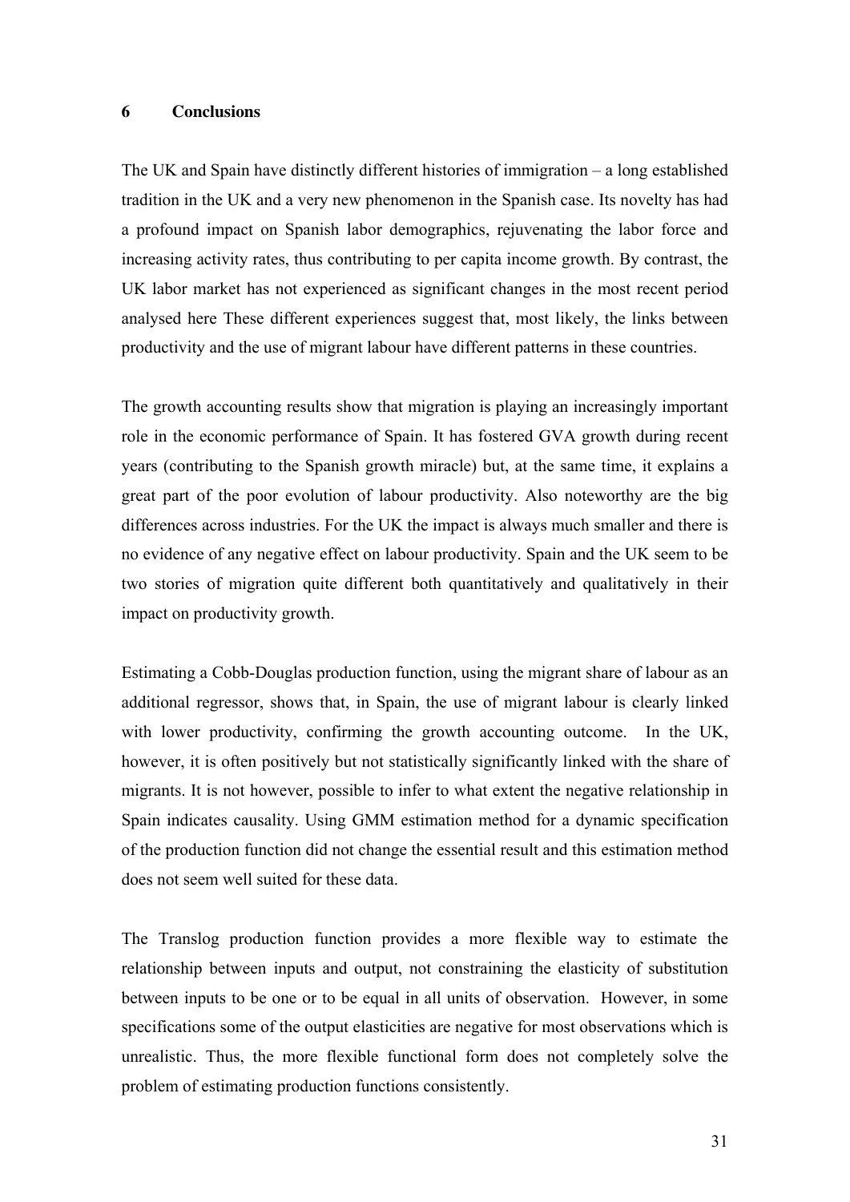## 6 Conclusions

The UK and Spain have distinctly different histories of immigration – a long established tradition in the UK and a very new phenomenon in the Spanish case. Its novelty has had a profound impact on Spanish labor demographics, rejuvenating the labor force and increasing activity rates, thus contributing to per capita income growth. By contrast, the UK labor market has not experienced as significant changes in the most recent period analysed here These different experiences suggest that, most likely, the links between productivity and the use of migrant labour have different patterns in these countries.

The growth accounting results show that migration is playing an increasingly important role in the economic performance of Spain. It has fostered GVA growth during recent years (contributing to the Spanish growth miracle) but, at the same time, it explains a great part of the poor evolution of labour productivity. Also noteworthy are the big differences across industries. For the UK the impact is always much smaller and there is no evidence of any negative effect on labour productivity. Spain and the UK seem to be two stories of migration quite different both quantitatively and qualitatively in their impact on productivity growth.

Estimating a Cobb-Douglas production function, using the migrant share of labour as an additional regressor, shows that, in Spain, the use of migrant labour is clearly linked with lower productivity, confirming the growth accounting outcome. In the UK, however, it is often positively but not statistically significantly linked with the share of migrants. It is not however, possible to infer to what extent the negative relationship in Spain indicates causality. Using GMM estimation method for a dynamic specification of the production function did not change the essential result and this estimation method does not seem well suited for these data.

The Translog production function provides a more flexible way to estimate the relationship between inputs and output, not constraining the elasticity of substitution between inputs to be one or to be equal in all units of observation. However, in some specifications some of the output elasticities are negative for most observations which is unrealistic. Thus, the more flexible functional form does not completely solve the problem of estimating production functions consistently.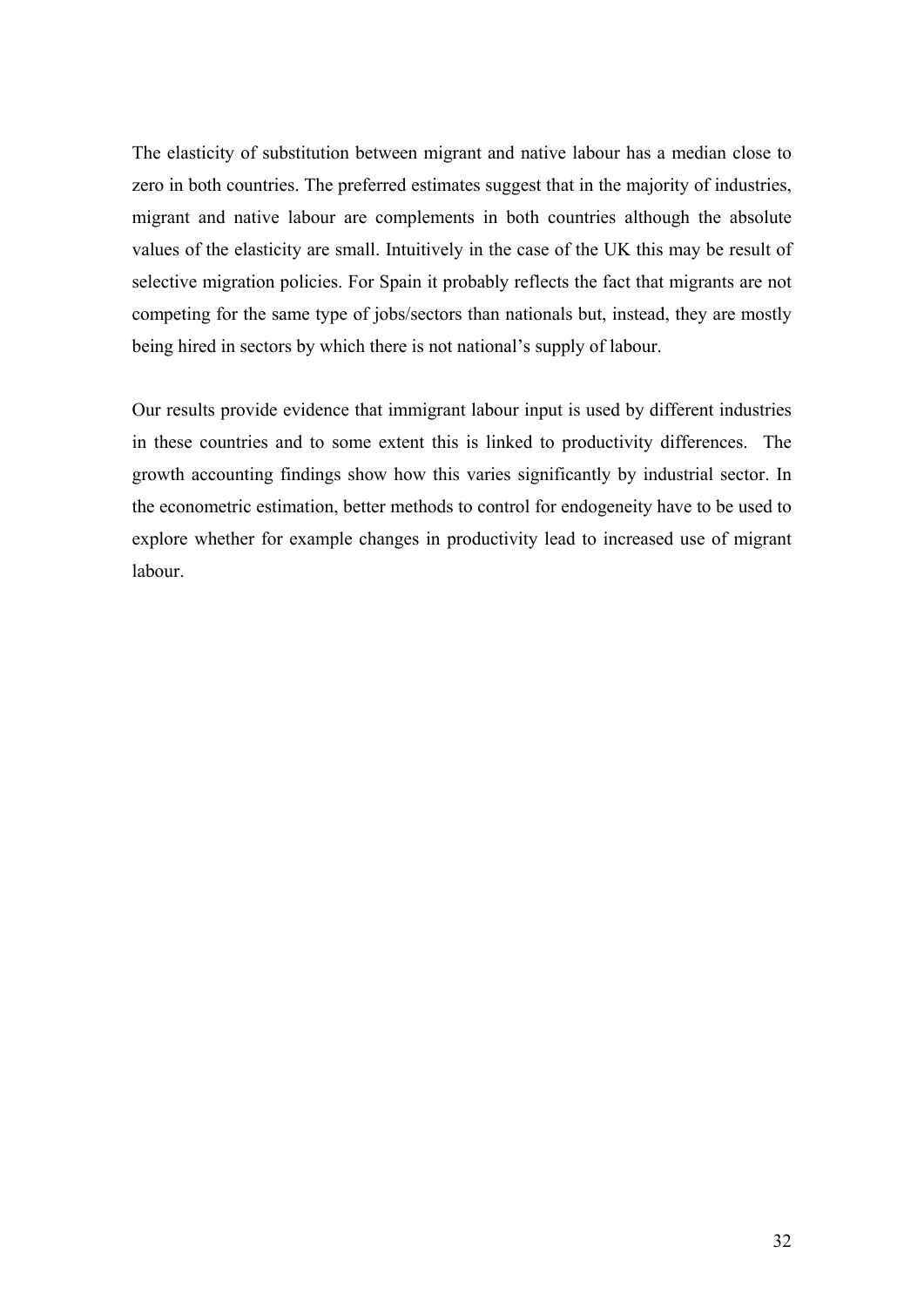The elasticity of substitution between migrant and native labour has a median close to zero in both countries. The preferred estimates suggest that in the majority of industries, migrant and native labour are complements in both countries although the absolute values of the elasticity are small. Intuitively in the case of the UK this may be result of selective migration policies. For Spain it probably reflects the fact that migrants are not competing for the same type of jobs/sectors than nationals but, instead, they are mostly being hired in sectors by which there is not national's supply of labour.

Our results provide evidence that immigrant labour input is used by different industries in these countries and to some extent this is linked to productivity differences. The growth accounting findings show how this varies significantly by industrial sector. In the econometric estimation, better methods to control for endogeneity have to be used to explore whether for example changes in productivity lead to increased use of migrant labour.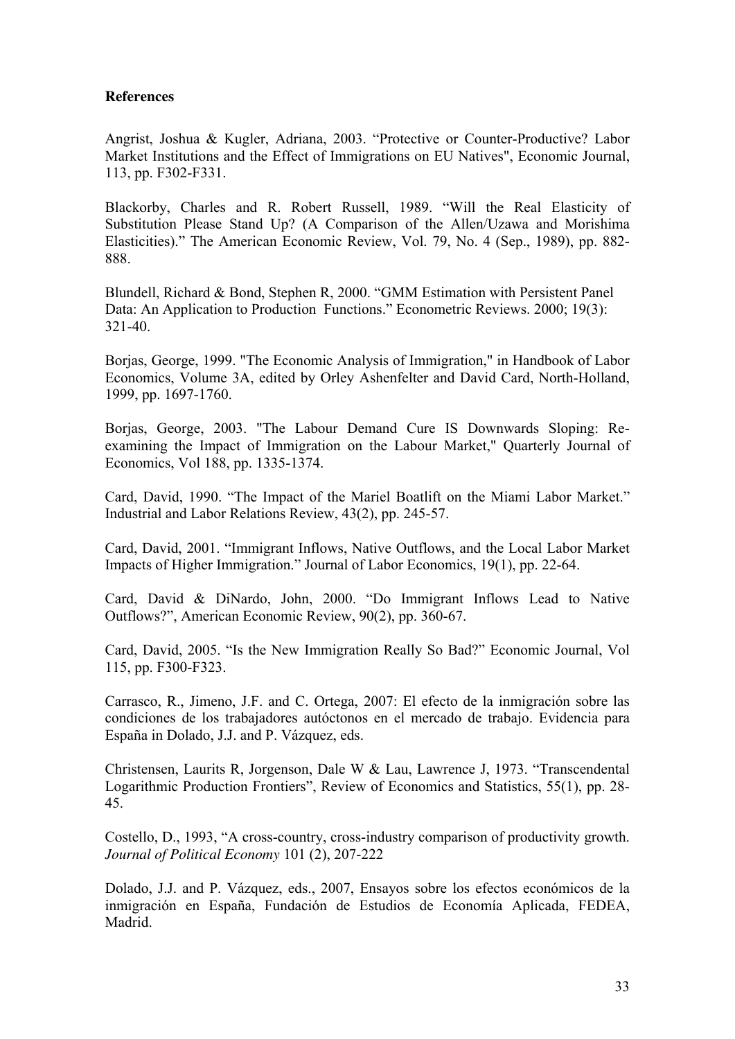**References**

Angrist, Joshua & Kugler, Adriana, 2003. "Protective or Counter-Productive? Labor Market Institutions and the Effect of Immigrations on EU Natives", Economic Journal, 113, pp. F302-F331.

Blackorby, Charles and R. Robert Russell, 1989. "Will the Real Elasticity of Substitution Please Stand Up? (A Comparison of the Allen/Uzawa and Morishima Elasticities)." The American Economic Review, Vol. 79, No. 4 (Sep., 1989), pp. 882-888.

Blundell, Richard & Bond, Stephen R, 2000. "GMM Estimation with Persistent Panel Data: An Application to Production Functions." Econometric Reviews. 2000; 19(3): 321-40.

Borjas, George, 1999. "The Economic Analysis of Immigration," in Handbook of Labor Economics, Volume 3A, edited by Orley Ashenfelter and David Card, North-Holland, 1999, pp. 1697-1760.

Borjas, George, 2003. "The Labour Demand Cure IS Downwards Sloping: Re-examining the Impact of Immigration on the Labour Market," Quarterly Journal of Economics, Vol 188, pp. 1335-1374.

Card, David, 1990. "The Impact of the Mariel Boatlift on the Miami Labor Market." Industrial and Labor Relations Review, 43(2), pp. 245-57.

Card, David, 2001. "Immigrant Inflows, Native Outflows, and the Local Labor Market Impacts of Higher Immigration." Journal of Labor Economics, 19(1), pp. 22-64.

Card, David & DiNardo, John, 2000. "Do Immigrant Inflows Lead to Native Outflows?", American Economic Review, 90(2), pp. 360-67.

Card, David, 2005. "Is the New Immigration Really So Bad?" Economic Journal, Vol 115, pp. F300-F323.

Carrasco, R., Jimeno, J.F. and C. Ortega, 2007: El efecto de la inmigración sobre las condiciones de los trabajadores autóctonos en el mercado de trabajo. Evidencia para España in Dolado, J.J. and P. Vázquez, eds.

Christensen, Laurits R, Jorgenson, Dale W & Lau, Lawrence J, 1973. "Transcendental Logarithmic Production Frontiers", Review of Economics and Statistics, 55(1), pp. 28-45.

Costello, D., 1993, "A cross-country, cross-industry comparison of productivity growth. *Journal of Political Economy* 101 (2), 207-222

Dolado, J.J. and P. Vázquez, eds., 2007, Ensayos sobre los efectos económicos de la inmigración en España, Fundación de Estudios de Economía Aplicada, FEDEA, Madrid.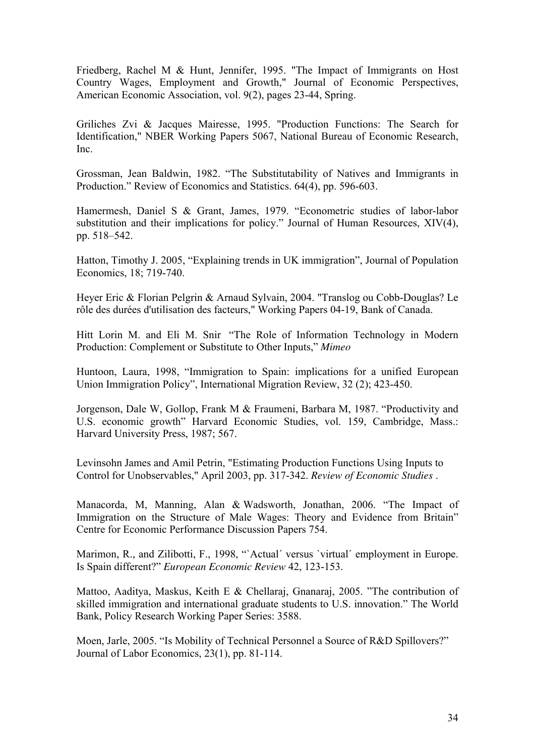Friedberg, Rachel M & Hunt, Jennifer, 1995. "The Impact of Immigrants on Host Country Wages, Employment and Growth," Journal of Economic Perspectives, American Economic Association, vol. 9(2), pages 23-44, Spring.

Griliches Zvi & Jacques Mairesse, 1995. "Production Functions: The Search for Identification," NBER Working Papers 5067, National Bureau of Economic Research, Inc.

Grossman, Jean Baldwin, 1982. "The Substitutability of Natives and Immigrants in Production." Review of Economics and Statistics. 64(4), pp. 596-603.

Hamermesh, Daniel S & Grant, James, 1979. "Econometric studies of labor-labor substitution and their implications for policy." Journal of Human Resources, XIV(4), pp. 518–542.

Hatton, Timothy J. 2005, "Explaining trends in UK immigration", Journal of Population Economics, 18; 719-740.

Heyer Eric & Florian Pelgrin & Arnaud Sylvain, 2004. "Translog ou Cobb-Douglas? Le rôle des durées d'utilisation des facteurs," Working Papers 04-19, Bank of Canada.

Hitt Lorin M. and Eli M. Snir "The Role of Information Technology in Modern Production: Complement or Substitute to Other Inputs," *Mimeo*

Huntoon, Laura, 1998, "Immigration to Spain: implications for a unified European Union Immigration Policy", International Migration Review, 32 (2); 423-450.

Jorgenson, Dale W, Gollop, Frank M & Fraumeni, Barbara M, 1987. "Productivity and U.S. economic growth" Harvard Economic Studies, vol. 159, Cambridge, Mass.: Harvard University Press, 1987; 567.

Levinsohn James and Amil Petrin, "Estimating Production Functions Using Inputs to Control for Unobservables," April 2003, pp. 317-342. *Review of Economic Studies* .

Manacorda, M, Manning, Alan & Wadsworth, Jonathan, 2006. "The Impact of Immigration on the Structure of Male Wages: Theory and Evidence from Britain" Centre for Economic Performance Discussion Papers 754.

Marimon, R., and Zilibotti, F., 1998, "`Actual´ versus `virtual´ employment in Europe. Is Spain different?" *European Economic Review* 42, 123-153.

Mattoo, Aaditya, Maskus, Keith E & Chellaraj, Gnanaraj, 2005. "The contribution of skilled immigration and international graduate students to U.S. innovation." The World Bank, Policy Research Working Paper Series: 3588.

Moen, Jarle, 2005. "Is Mobility of Technical Personnel a Source of R&D Spillovers?" Journal of Labor Economics, 23(1), pp. 81-114.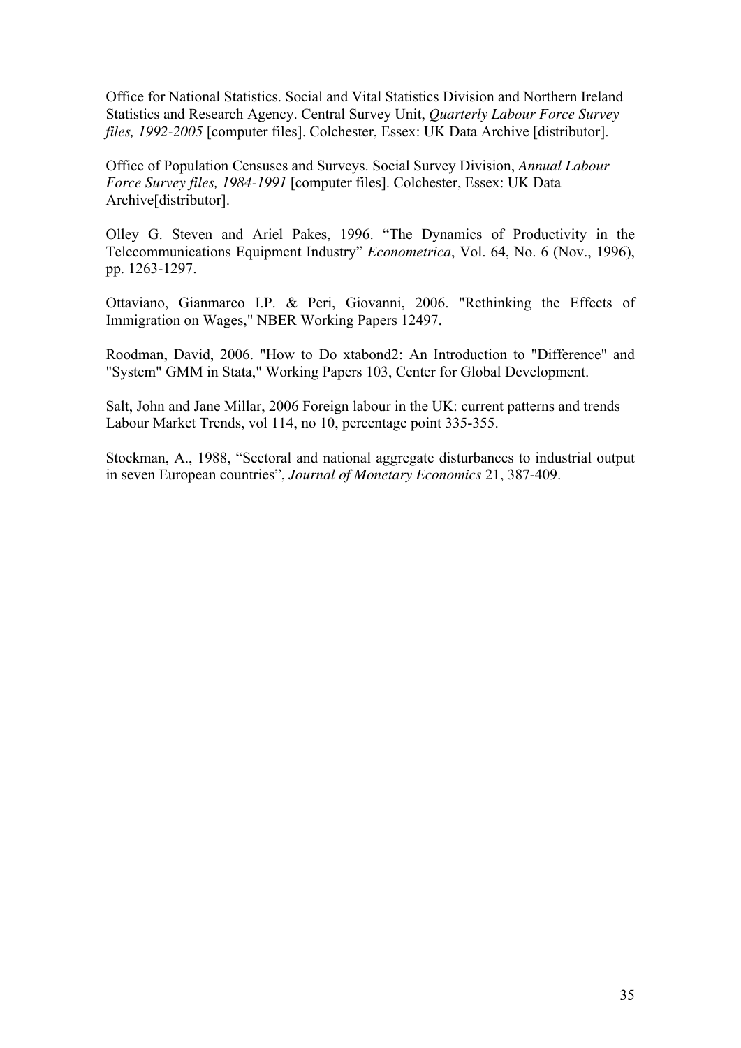Office for National Statistics. Social and Vital Statistics Division and Northern Ireland Statistics and Research Agency. Central Survey Unit, *Quarterly Labour Force Survey files, 1992-2005* [computer files]. Colchester, Essex: UK Data Archive [distributor].

Office of Population Censuses and Surveys. Social Survey Division, *Annual Labour Force Survey files, 1984-1991* [computer files]. Colchester, Essex: UK Data Archive[distributor].

Olley G. Steven and Ariel Pakes, 1996. "The Dynamics of Productivity in the Telecommunications Equipment Industry" *Econometrica*, Vol. 64, No. 6 (Nov., 1996), pp. 1263-1297.

Ottaviano, Gianmarco I.P. & Peri, Giovanni, 2006. "Rethinking the Effects of Immigration on Wages," NBER Working Papers 12497.

Roodman, David, 2006. "How to Do xtabond2: An Introduction to "Difference" and "System" GMM in Stata," Working Papers 103, Center for Global Development.

Salt, John and Jane Millar, 2006 Foreign labour in the UK: current patterns and trends Labour Market Trends, vol 114, no 10, percentage point 335-355.

Stockman, A., 1988, "Sectoral and national aggregate disturbances to industrial output in seven European countries", *Journal of Monetary Economics* 21, 387-409.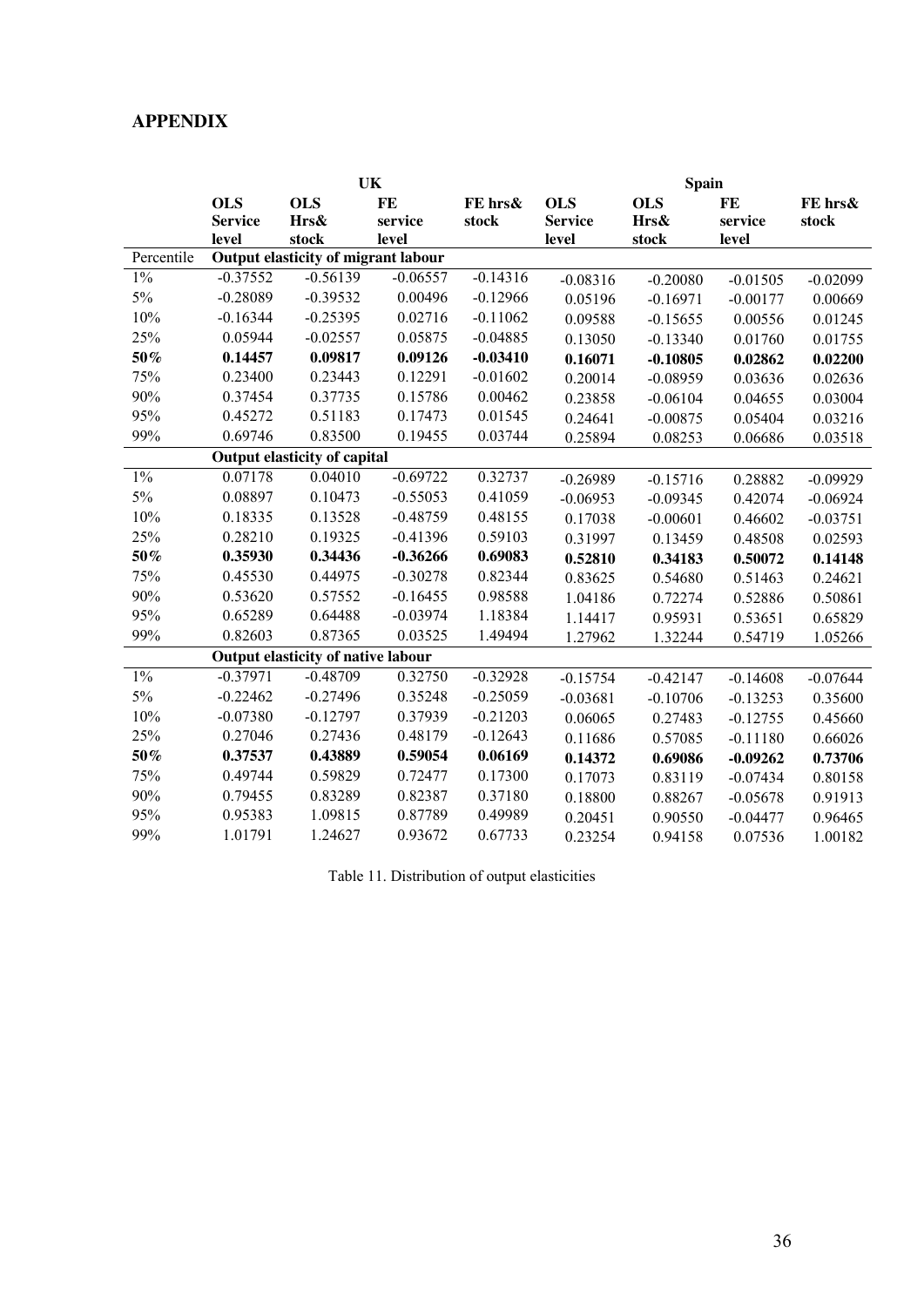## APPENDIX

| | UK | | | | Spain | | | |
|---|---|---|---|---|---|---|---|---|
| | **OLS Service level** | **OLS Hrs& stock** | **FE service level** | **FE hrs& stock** | **OLS Service level** | **OLS Hrs& stock** | **FE service level** | **FE hrs& stock** |
| Percentile | **Output elasticity of migrant labour** | | | | | | | |
| 1% | -0.37552 | -0.56139 | -0.06557 | -0.14316 | -0.08316 | -0.20080 | -0.01505 | -0.02099 |
| 5% | -0.28089 | -0.39532 | 0.00496 | -0.12966 | 0.05196 | -0.16971 | -0.00177 | 0.00669 |
| 10% | -0.16344 | -0.25395 | 0.02716 | -0.11062 | 0.09588 | -0.15655 | 0.00556 | 0.01245 |
| 25% | 0.05944 | -0.02557 | 0.05875 | -0.04885 | 0.13050 | -0.13340 | 0.01760 | 0.01755 |
| **50%** | **0.14457** | **0.09817** | **0.09126** | **-0.03410** | **0.16071** | **-0.10805** | **0.02862** | **0.02200** |
| 75% | 0.23400 | 0.23443 | 0.12291 | -0.01602 | 0.20014 | -0.08959 | 0.03636 | 0.02636 |
| 90% | 0.37454 | 0.37735 | 0.15786 | 0.00462 | 0.23858 | -0.06104 | 0.04655 | 0.03004 |
| 95% | 0.45272 | 0.51183 | 0.17473 | 0.01545 | 0.24641 | -0.00875 | 0.05404 | 0.03216 |
| 99% | 0.69746 | 0.83500 | 0.19455 | 0.03744 | 0.25894 | 0.08253 | 0.06686 | 0.03518 |
| | **Output elasticity of capital** | | | | | | | |
| 1% | 0.07178 | 0.04010 | -0.69722 | 0.32737 | -0.26989 | -0.15716 | 0.28882 | -0.09929 |
| 5% | 0.08897 | 0.10473 | -0.55053 | 0.41059 | -0.06953 | -0.09345 | 0.42074 | -0.06924 |
| 10% | 0.18335 | 0.13528 | -0.48759 | 0.48155 | 0.17038 | -0.00601 | 0.46602 | -0.03751 |
| 25% | 0.28210 | 0.19325 | -0.41396 | 0.59103 | 0.31997 | 0.13459 | 0.48508 | 0.02593 |
| **50%** | **0.35930** | **0.34436** | **-0.36266** | **0.69083** | **0.52810** | **0.34183** | **0.50072** | **0.14148** |
| 75% | 0.45530 | 0.44975 | -0.30278 | 0.82344 | 0.83625 | 0.54680 | 0.51463 | 0.24621 |
| 90% | 0.53620 | 0.57552 | -0.16455 | 0.98588 | 1.04186 | 0.72274 | 0.52886 | 0.50861 |
| 95% | 0.65289 | 0.64488 | -0.03974 | 1.18384 | 1.14417 | 0.95931 | 0.53651 | 0.65829 |
| 99% | 0.82603 | 0.87365 | 0.03525 | 1.49494 | 1.27962 | 1.32244 | 0.54719 | 1.05266 |
| | **Output elasticity of native labour** | | | | | | | |
| 1% | -0.37971 | -0.48709 | 0.32750 | -0.32928 | -0.15754 | -0.42147 | -0.14608 | -0.07644 |
| 5% | -0.22462 | -0.27496 | 0.35248 | -0.25059 | -0.03681 | -0.10706 | -0.13253 | 0.35600 |
| 10% | -0.07380 | -0.12797 | 0.37939 | -0.21203 | 0.06065 | 0.27483 | -0.12755 | 0.45660 |
| 25% | 0.27046 | 0.27436 | 0.48179 | -0.12643 | 0.11686 | 0.57085 | -0.11180 | 0.66026 |
| **50%** | **0.37537** | **0.43889** | **0.59054** | **0.06169** | **0.14372** | **0.69086** | **-0.09262** | **0.73706** |
| 75% | 0.49744 | 0.59829 | 0.72477 | 0.17300 | 0.17073 | 0.83119 | -0.07434 | 0.80158 |
| 90% | 0.79455 | 0.83289 | 0.82387 | 0.37180 | 0.18800 | 0.88267 | -0.05678 | 0.91913 |
| 95% | 0.95383 | 1.09815 | 0.87789 | 0.49989 | 0.20451 | 0.90550 | -0.04477 | 0.96465 |
| 99% | 1.01791 | 1.24627 | 0.93672 | 0.67733 | 0.23254 | 0.94158 | 0.07536 | 1.00182 |

Table 11. Distribution of output elasticities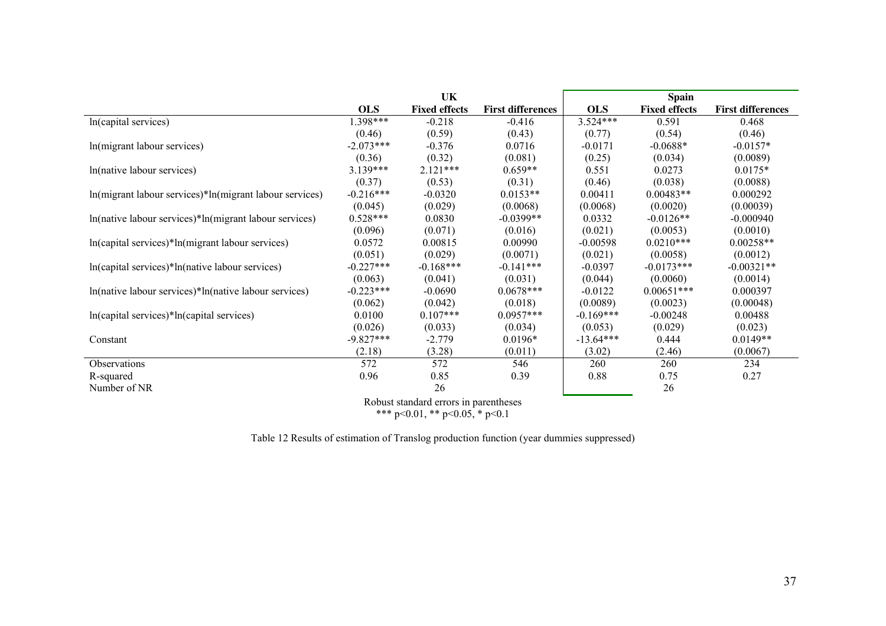| | UK | | | Spain | | |
|---|---|---|---|---|---|---|
| | **OLS** | **Fixed effects** | **First differences** | **OLS** | **Fixed effects** | **First differences** |
| ln(capital services) | 1.398*** | -0.218 | -0.416 | 3.524*** | 0.591 | 0.468 |
| | (0.46) | (0.59) | (0.43) | (0.77) | (0.54) | (0.46) |
| ln(migrant labour services) | -2.073*** | -0.376 | 0.0716 | -0.0171 | -0.0688* | -0.0157* |
| | (0.36) | (0.32) | (0.081) | (0.25) | (0.034) | (0.0089) |
| ln(native labour services) | 3.139*** | 2.121*** | 0.659** | 0.551 | 0.0273 | 0.0175* |
| | (0.37) | (0.53) | (0.31) | (0.46) | (0.038) | (0.0088) |
| ln(migrant labour services)*ln(migrant labour services) | -0.216*** | -0.0320 | 0.0153** | 0.00411 | 0.00483** | 0.000292 |
| | (0.045) | (0.029) | (0.0068) | (0.0068) | (0.0020) | (0.00039) |
| ln(native labour services)*ln(migrant labour services) | 0.528*** | 0.0830 | -0.0399** | 0.0332 | -0.0126** | -0.000940 |
| | (0.096) | (0.071) | (0.016) | (0.021) | (0.0053) | (0.0010) |
| ln(capital services)*ln(migrant labour services) | 0.0572 | 0.00815 | 0.00990 | -0.00598 | 0.0210*** | 0.00258** |
| | (0.051) | (0.029) | (0.0071) | (0.021) | (0.0058) | (0.0012) |
| ln(capital services)*ln(native labour services) | -0.227*** | -0.168*** | -0.141*** | -0.0397 | -0.0173*** | -0.00321** |
| | (0.063) | (0.041) | (0.031) | (0.044) | (0.0060) | (0.0014) |
| ln(native labour services)*ln(native labour services) | -0.223*** | -0.0690 | 0.0678*** | -0.0122 | 0.00651*** | 0.000397 |
| | (0.062) | (0.042) | (0.018) | (0.0089) | (0.0023) | (0.00048) |
| ln(capital services)*ln(capital services) | 0.0100 | 0.107*** | 0.0957*** | -0.169*** | -0.00248 | 0.00488 |
| | (0.026) | (0.033) | (0.034) | (0.053) | (0.029) | (0.023) |
| Constant | -9.827*** | -2.779 | 0.0196* | -13.64*** | 0.444 | 0.0149** |
| | (2.18) | (3.28) | (0.011) | (3.02) | (2.46) | (0.0067) |
| Observations | 572 | 572 | 546 | 260 | 260 | 234 |
| R-squared | 0.96 | 0.85 | 0.39 | 0.88 | 0.75 | 0.27 |
| Number of NR | | 26 | | | 26 | |

Robust standard errors in parentheses
*** p<0.01, ** p<0.05, * p<0.1

Table 12 Results of estimation of Translog production function (year dummies suppressed)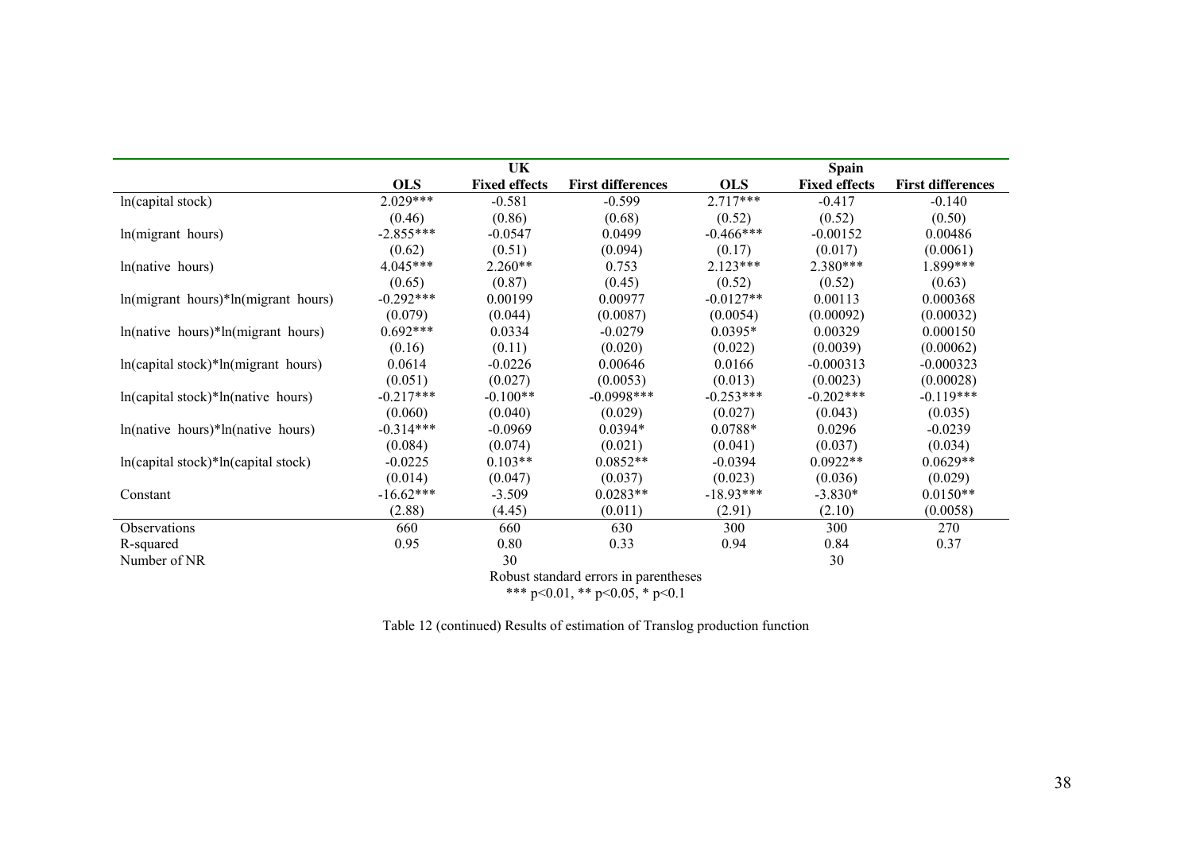| | UK | | | Spain | | |
|---|---|---|---|---|---|---|
| | **OLS** | **Fixed effects** | **First differences** | **OLS** | **Fixed effects** | **First differences** |
| ln(capital stock) | 2.029*** | -0.581 | -0.599 | 2.717*** | -0.417 | -0.140 |
| | (0.46) | (0.86) | (0.68) | (0.52) | (0.52) | (0.50) |
| ln(migrant hours) | -2.855*** | -0.0547 | 0.0499 | -0.466*** | -0.00152 | 0.00486 |
| | (0.62) | (0.51) | (0.094) | (0.17) | (0.017) | (0.0061) |
| ln(native hours) | 4.045*** | 2.260** | 0.753 | 2.123*** | 2.380*** | 1.899*** |
| | (0.65) | (0.87) | (0.45) | (0.52) | (0.52) | (0.63) |
| ln(migrant hours)*ln(migrant hours) | -0.292*** | 0.00199 | 0.00977 | -0.0127** | 0.00113 | 0.000368 |
| | (0.079) | (0.044) | (0.0087) | (0.0054) | (0.00092) | (0.00032) |
| ln(native hours)*ln(migrant hours) | 0.692*** | 0.0334 | -0.0279 | 0.0395* | 0.00329 | 0.000150 |
| | (0.16) | (0.11) | (0.020) | (0.022) | (0.0039) | (0.00062) |
| ln(capital stock)*ln(migrant hours) | 0.0614 | -0.0226 | 0.00646 | 0.0166 | -0.000313 | -0.000323 |
| | (0.051) | (0.027) | (0.0053) | (0.013) | (0.0023) | (0.00028) |
| ln(capital stock)*ln(native hours) | -0.217*** | -0.100** | -0.0998*** | -0.253*** | -0.202*** | -0.119*** |
| | (0.060) | (0.040) | (0.029) | (0.027) | (0.043) | (0.035) |
| ln(native hours)*ln(native hours) | -0.314*** | -0.0969 | 0.0394* | 0.0788* | 0.0296 | -0.0239 |
| | (0.084) | (0.074) | (0.021) | (0.041) | (0.037) | (0.034) |
| ln(capital stock)*ln(capital stock) | -0.0225 | 0.103** | 0.0852** | -0.0394 | 0.0922** | 0.0629** |
| | (0.014) | (0.047) | (0.037) | (0.023) | (0.036) | (0.029) |
| Constant | -16.62*** | -3.509 | 0.0283** | -18.93*** | -3.830* | 0.0150** |
| | (2.88) | (4.45) | (0.011) | (2.91) | (2.10) | (0.0058) |
| Observations | 660 | 660 | 630 | 300 | 300 | 270 |
| R-squared | 0.95 | 0.80 | 0.33 | 0.94 | 0.84 | 0.37 |
| Number of NR | | 30 | | | 30 | |

Robust standard errors in parentheses
*** p<0.01, ** p<0.05, * p<0.1

Table 12 (continued) Results of estimation of Translog production function